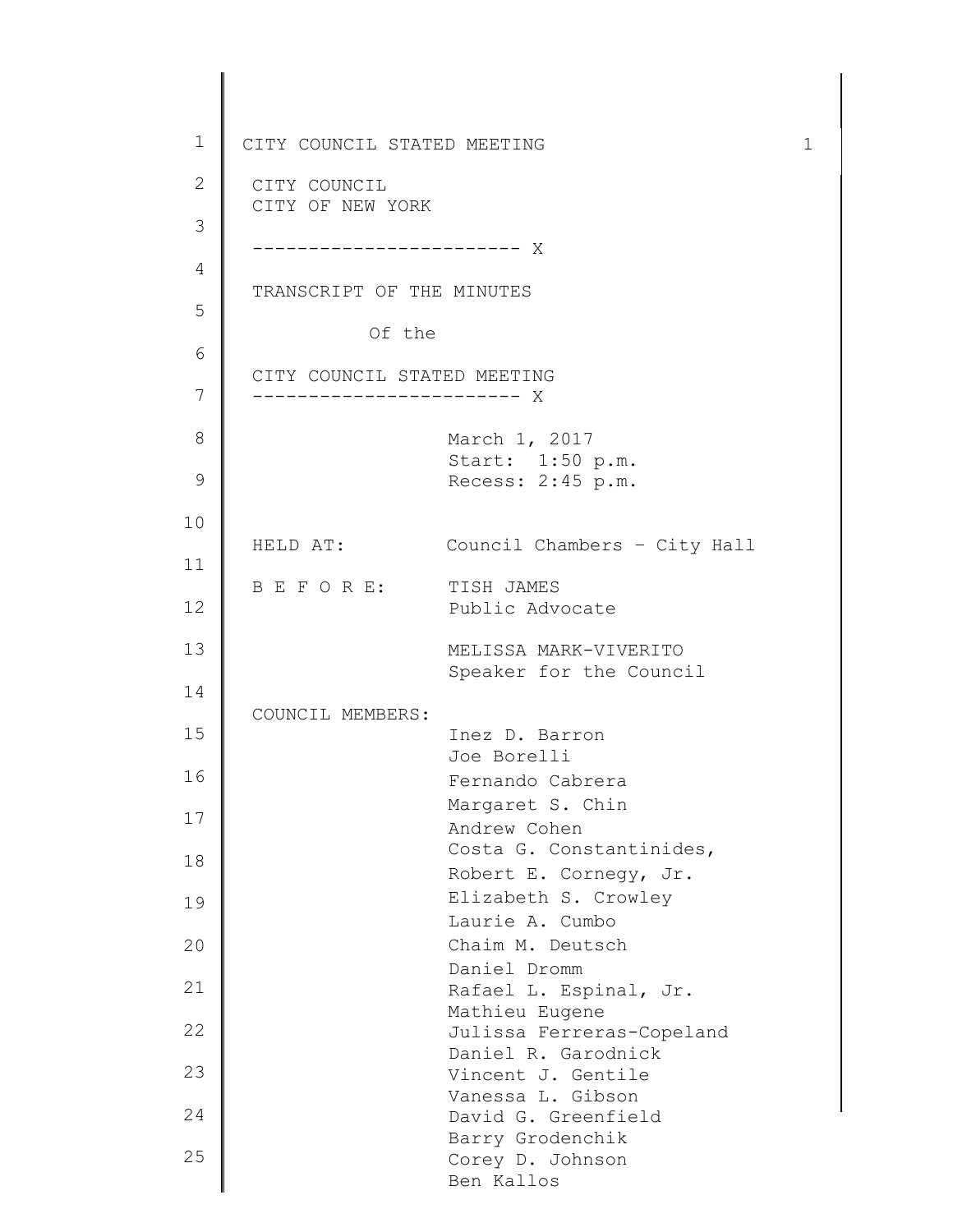CITY COUNCIL
CITY OF NEW YORK

------------------------ X

TRANSCRIPT OF THE MINUTES

Of the

CITY COUNCIL STATED MEETING

------------------------ X

March 1, 2017
Start: 1:50 p.m.
Recess: 2:45 p.m.

HELD AT: Council Chambers – City Hall

B E F O R E: TISH JAMES
Public Advocate

MELISSA MARK-VIVERITO
Speaker for the Council

COUNCIL MEMBERS:

Inez D. Barron
Joe Borelli
Fernando Cabrera
Margaret S. Chin
Andrew Cohen
Costa G. Constantinides,
Robert E. Cornegy, Jr.
Elizabeth S. Crowley
Laurie A. Cumbo
Chaim M. Deutsch
Daniel Dromm
Rafael L. Espinal, Jr.
Mathieu Eugene
Julissa Ferreras-Copeland
Daniel R. Garodnick
Vincent J. Gentile
Vanessa L. Gibson
David G. Greenfield
Barry Grodenchik
Corey D. Johnson
Ben Kallos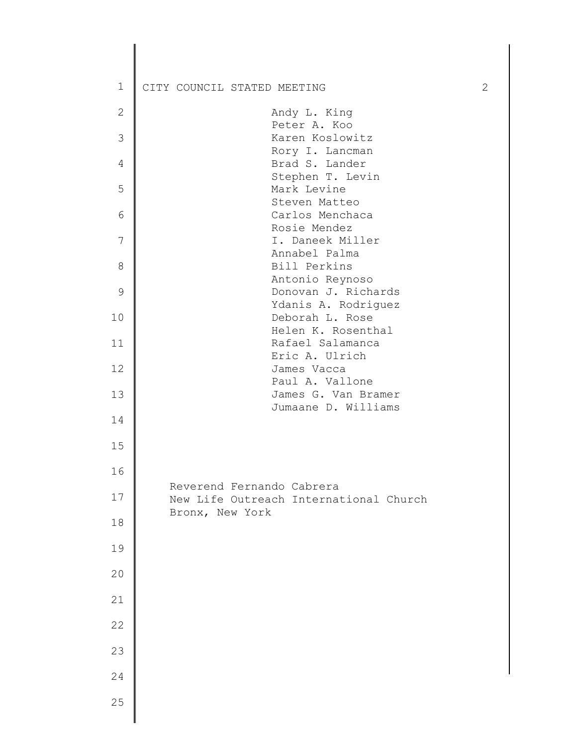Andy L. King
Peter A. Koo
Karen Koslowitz
Rory I. Lancman
Brad S. Lander
Stephen T. Levin
Mark Levine
Steven Matteo
Carlos Menchaca
Rosie Mendez
I. Daneek Miller
Annabel Palma
Bill Perkins
Antonio Reynoso
Donovan J. Richards
Ydanis A. Rodriguez
Deborah L. Rose
Helen K. Rosenthal
Rafael Salamanca
Eric A. Ulrich
James Vacca
Paul A. Vallone
James G. Van Bramer
Jumaane D. Williams

Reverend Fernando Cabrera
New Life Outreach International Church
Bronx, New York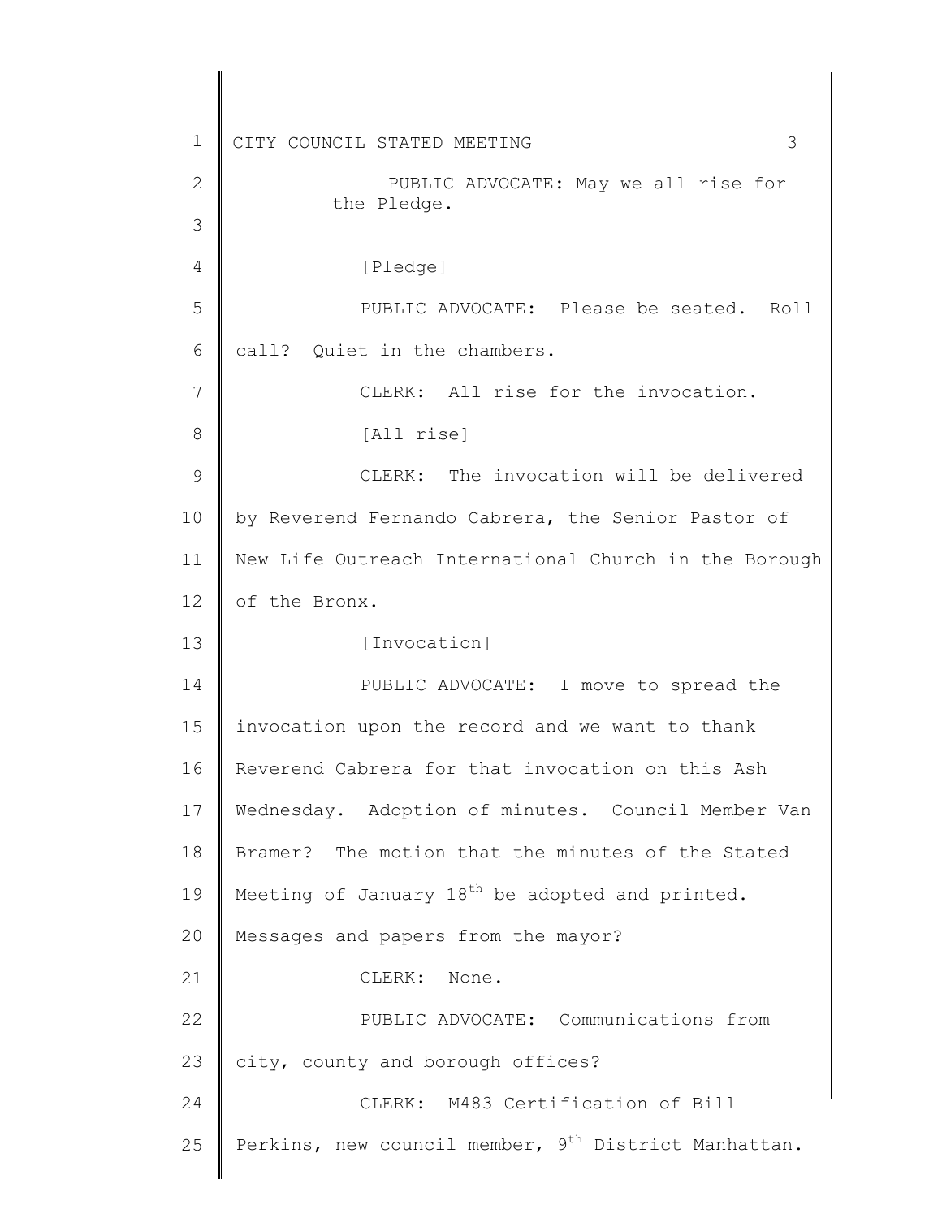PUBLIC ADVOCATE: May we all rise for the Pledge.

[Pledge]

PUBLIC ADVOCATE: Please be seated. Roll call? Quiet in the chambers.

CLERK: All rise for the invocation.

[All rise]

CLERK: The invocation will be delivered by Reverend Fernando Cabrera, the Senior Pastor of New Life Outreach International Church in the Borough of the Bronx.

[Invocation]

PUBLIC ADVOCATE: I move to spread the invocation upon the record and we want to thank Reverend Cabrera for that invocation on this Ash Wednesday. Adoption of minutes. Council Member Van Bramer? The motion that the minutes of the Stated Meeting of January 18th be adopted and printed. Messages and papers from the mayor?

CLERK: None.

PUBLIC ADVOCATE: Communications from city, county and borough offices?

CLERK: M483 Certification of Bill Perkins, new council member, 9th District Manhattan.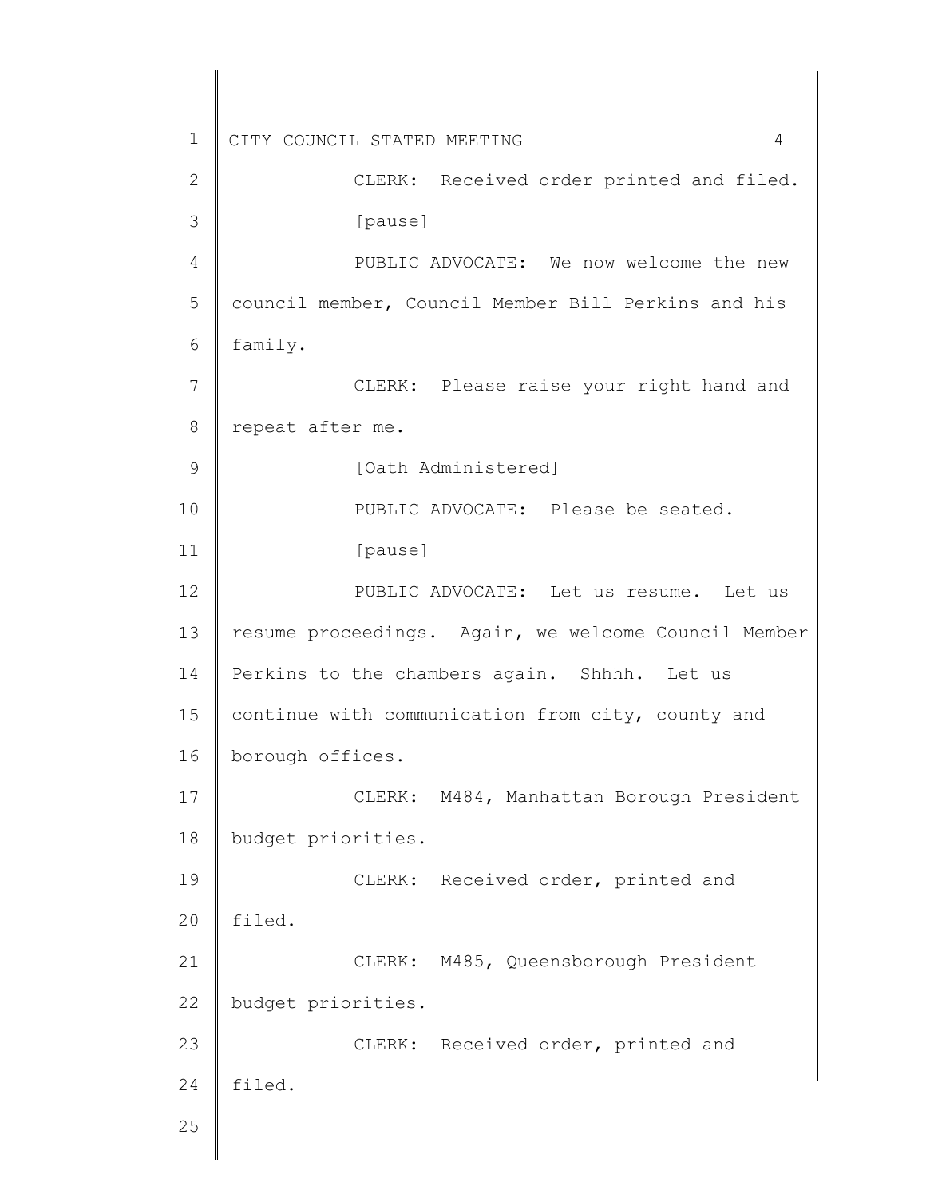CLERK: Received order printed and filed.

[pause]

PUBLIC ADVOCATE: We now welcome the new council member, Council Member Bill Perkins and his family.

CLERK: Please raise your right hand and repeat after me.

[Oath Administered]

PUBLIC ADVOCATE: Please be seated.

[pause]

PUBLIC ADVOCATE: Let us resume. Let us resume proceedings. Again, we welcome Council Member Perkins to the chambers again. Shhhh. Let us continue with communication from city, county and borough offices.

CLERK: M484, Manhattan Borough President budget priorities.

CLERK: Received order, printed and filed.

CLERK: M485, Queensborough President budget priorities.

CLERK: Received order, printed and filed.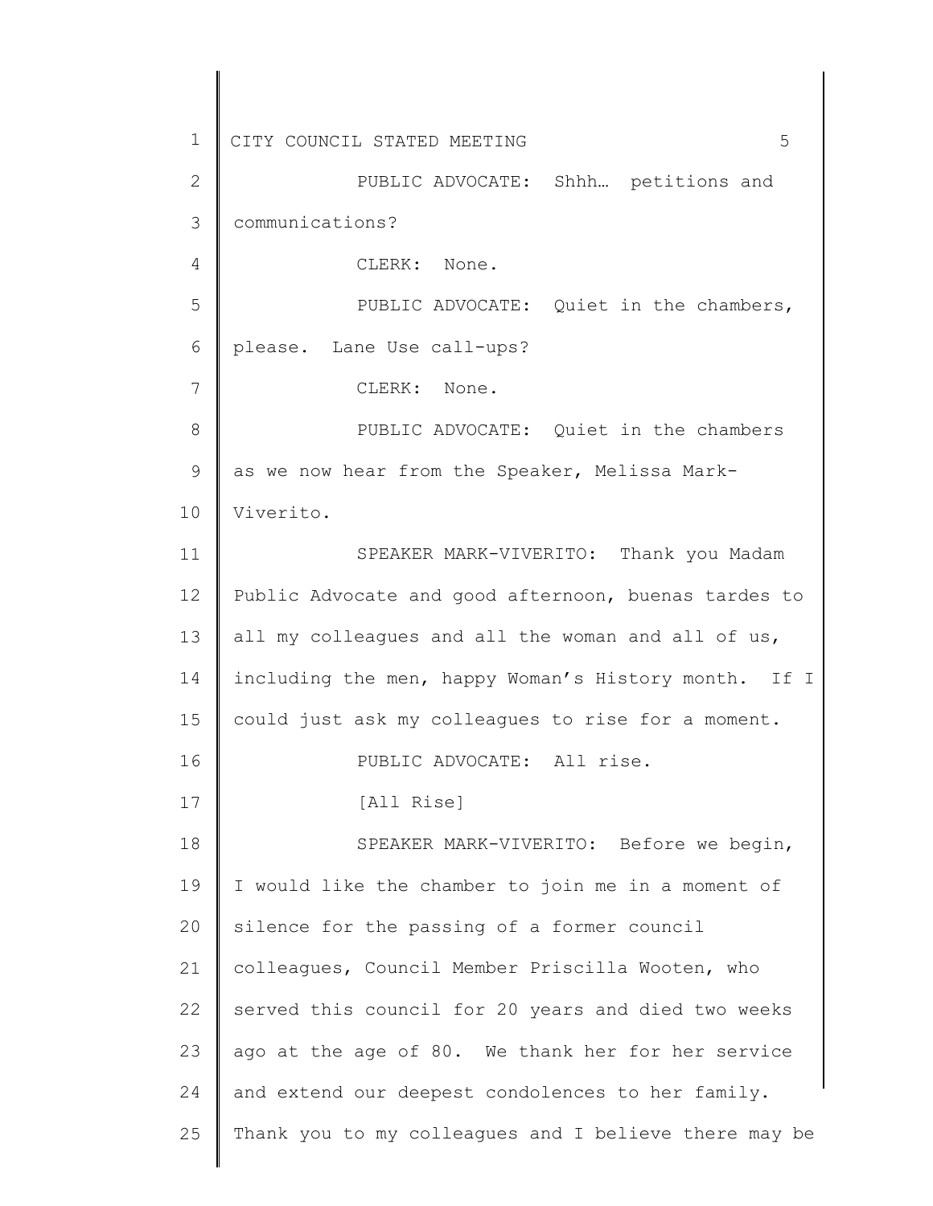PUBLIC ADVOCATE: Shhh… petitions and communications?

CLERK: None.

PUBLIC ADVOCATE: Quiet in the chambers, please. Lane Use call-ups?

CLERK: None.

PUBLIC ADVOCATE: Quiet in the chambers as we now hear from the Speaker, Melissa Mark-Viverito.

SPEAKER MARK-VIVERITO: Thank you Madam Public Advocate and good afternoon, buenas tardes to all my colleagues and all the woman and all of us, including the men, happy Woman's History month. If I could just ask my colleagues to rise for a moment.

PUBLIC ADVOCATE: All rise.

[All Rise]

SPEAKER MARK-VIVERITO: Before we begin, I would like the chamber to join me in a moment of silence for the passing of a former council colleagues, Council Member Priscilla Wooten, who served this council for 20 years and died two weeks ago at the age of 80. We thank her for her service and extend our deepest condolences to her family. Thank you to my colleagues and I believe there may be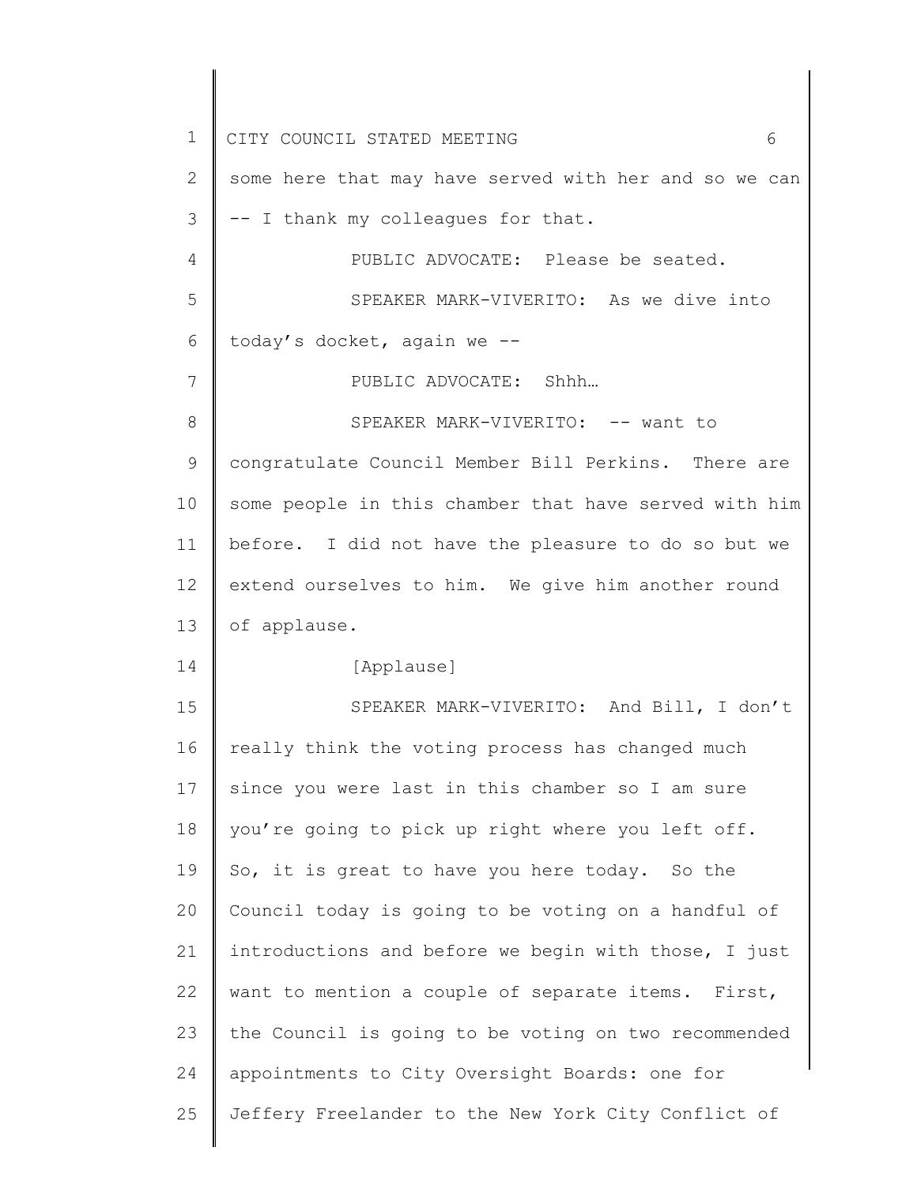some here that may have served with her and so we can -- I thank my colleagues for that.

PUBLIC ADVOCATE: Please be seated.

SPEAKER MARK-VIVERITO: As we dive into today's docket, again we --

PUBLIC ADVOCATE: Shhh…

SPEAKER MARK-VIVERITO: -- want to congratulate Council Member Bill Perkins. There are some people in this chamber that have served with him before. I did not have the pleasure to do so but we extend ourselves to him. We give him another round of applause.

[Applause]

SPEAKER MARK-VIVERITO: And Bill, I don't really think the voting process has changed much since you were last in this chamber so I am sure you're going to pick up right where you left off. So, it is great to have you here today. So the Council today is going to be voting on a handful of introductions and before we begin with those, I just want to mention a couple of separate items. First, the Council is going to be voting on two recommended appointments to City Oversight Boards: one for Jeffery Freelander to the New York City Conflict of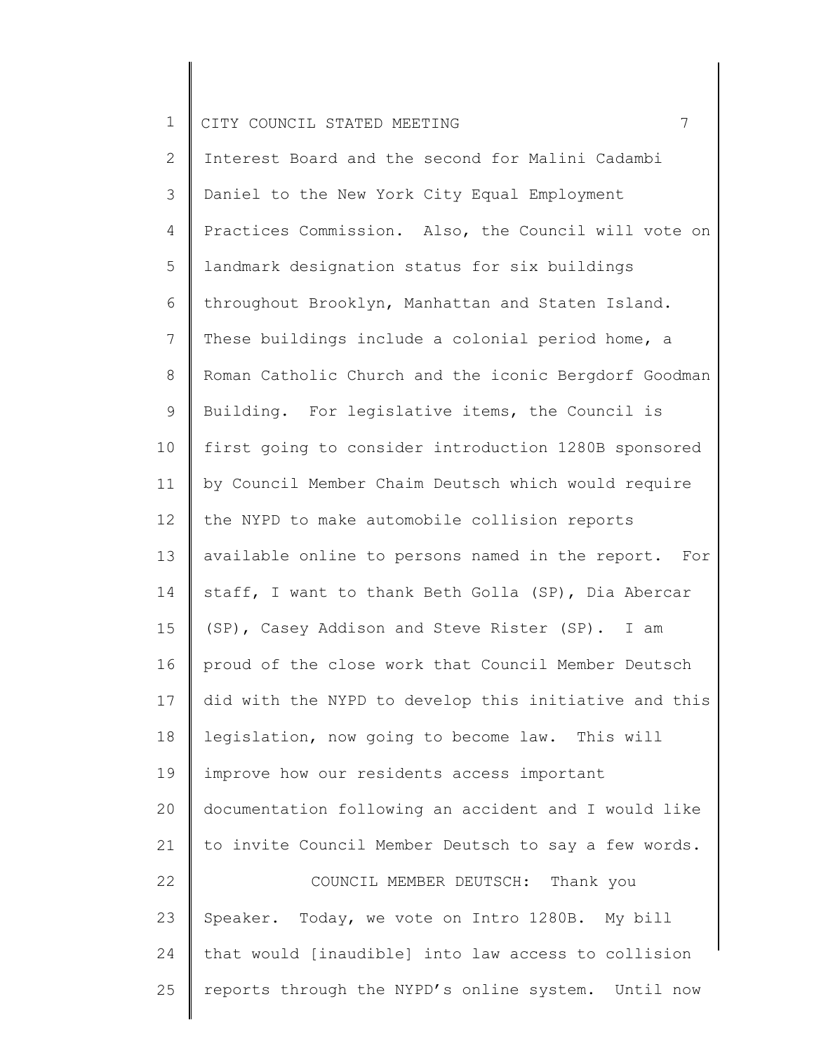Interest Board and the second for Malini Cadambi Daniel to the New York City Equal Employment Practices Commission. Also, the Council will vote on landmark designation status for six buildings throughout Brooklyn, Manhattan and Staten Island. These buildings include a colonial period home, a Roman Catholic Church and the iconic Bergdorf Goodman Building. For legislative items, the Council is first going to consider introduction 1280B sponsored by Council Member Chaim Deutsch which would require the NYPD to make automobile collision reports available online to persons named in the report. For staff, I want to thank Beth Golla (SP), Dia Abercar (SP), Casey Addison and Steve Rister (SP). I am proud of the close work that Council Member Deutsch did with the NYPD to develop this initiative and this legislation, now going to become law. This will improve how our residents access important documentation following an accident and I would like to invite Council Member Deutsch to say a few words.

COUNCIL MEMBER DEUTSCH: Thank you Speaker. Today, we vote on Intro 1280B. My bill that would [inaudible] into law access to collision reports through the NYPD's online system. Until now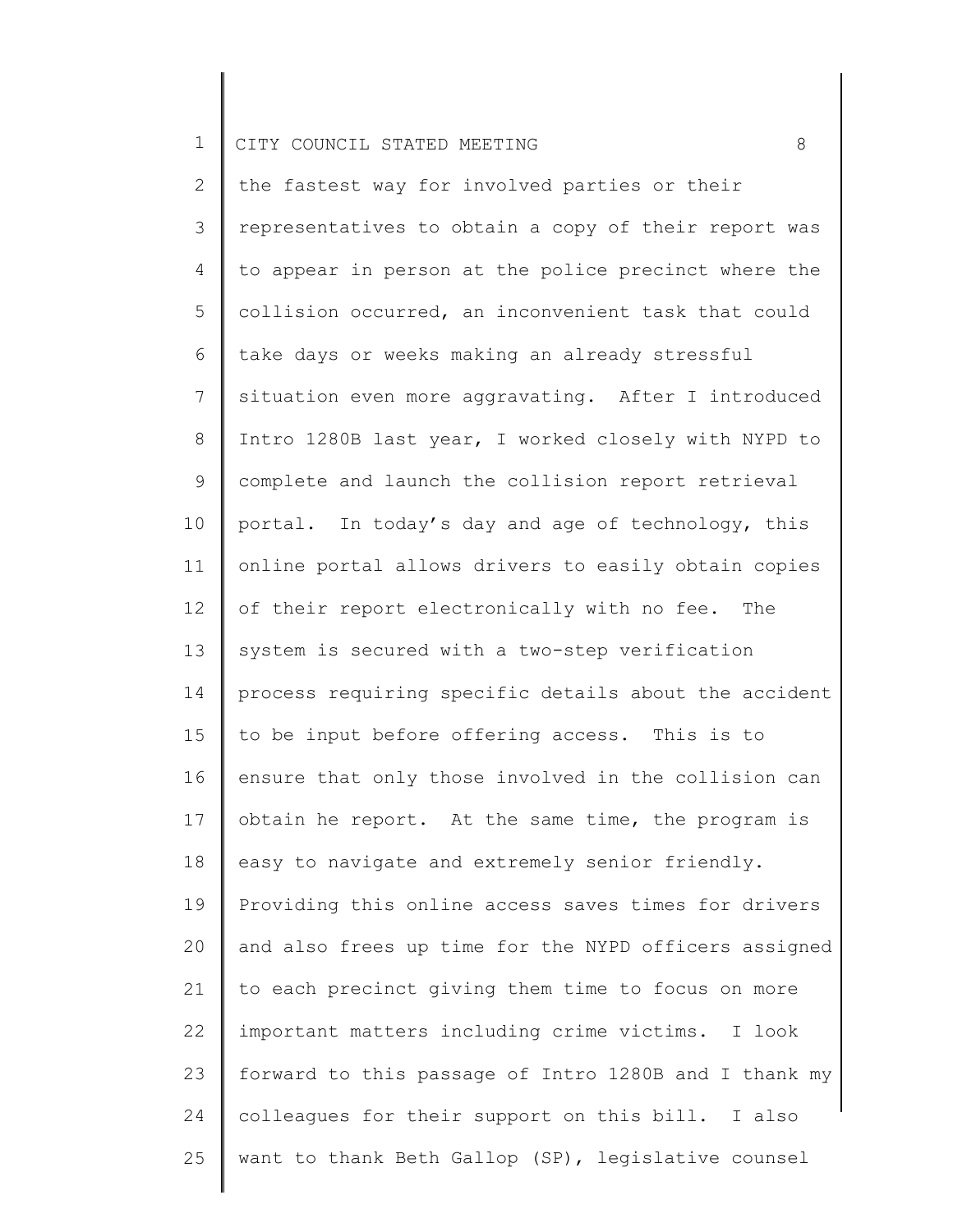the fastest way for involved parties or their representatives to obtain a copy of their report was to appear in person at the police precinct where the collision occurred, an inconvenient task that could take days or weeks making an already stressful situation even more aggravating. After I introduced Intro 1280B last year, I worked closely with NYPD to complete and launch the collision report retrieval portal. In today's day and age of technology, this online portal allows drivers to easily obtain copies of their report electronically with no fee. The system is secured with a two-step verification process requiring specific details about the accident to be input before offering access. This is to ensure that only those involved in the collision can obtain he report. At the same time, the program is easy to navigate and extremely senior friendly. Providing this online access saves times for drivers and also frees up time for the NYPD officers assigned to each precinct giving them time to focus on more important matters including crime victims. I look forward to this passage of Intro 1280B and I thank my colleagues for their support on this bill. I also want to thank Beth Gallop (SP), legislative counsel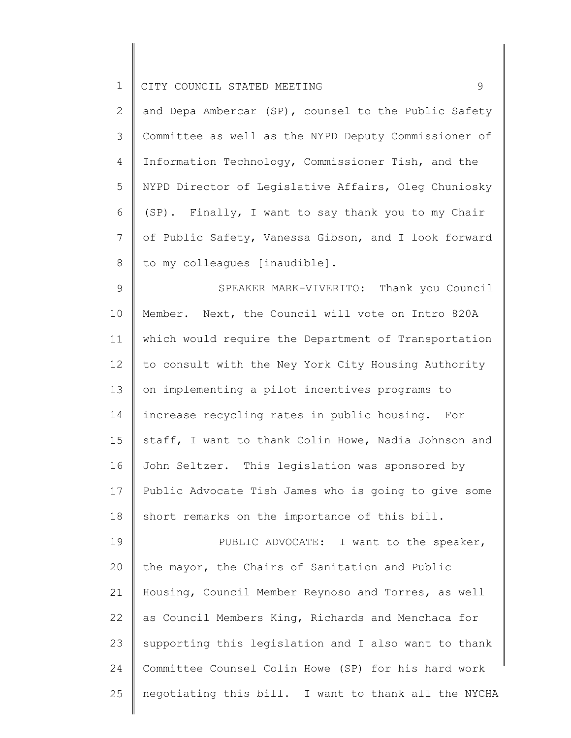and Depa Ambercar (SP), counsel to the Public Safety Committee as well as the NYPD Deputy Commissioner of Information Technology, Commissioner Tish, and the NYPD Director of Legislative Affairs, Oleg Chuniosky (SP). Finally, I want to say thank you to my Chair of Public Safety, Vanessa Gibson, and I look forward to my colleagues [inaudible].

SPEAKER MARK-VIVERITO: Thank you Council Member. Next, the Council will vote on Intro 820A which would require the Department of Transportation to consult with the Ney York City Housing Authority on implementing a pilot incentives programs to increase recycling rates in public housing. For staff, I want to thank Colin Howe, Nadia Johnson and John Seltzer. This legislation was sponsored by Public Advocate Tish James who is going to give some short remarks on the importance of this bill.

PUBLIC ADVOCATE: I want to the speaker, the mayor, the Chairs of Sanitation and Public Housing, Council Member Reynoso and Torres, as well as Council Members King, Richards and Menchaca for supporting this legislation and I also want to thank Committee Counsel Colin Howe (SP) for his hard work negotiating this bill. I want to thank all the NYCHA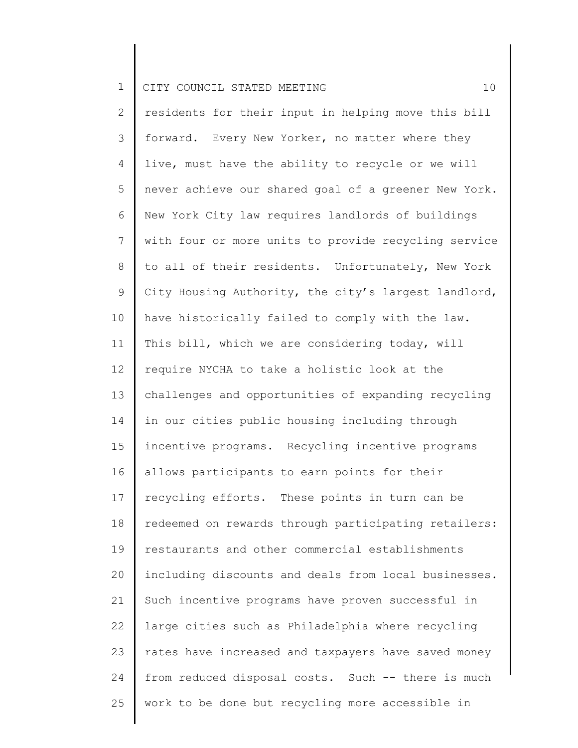residents for their input in helping move this bill forward. Every New Yorker, no matter where they live, must have the ability to recycle or we will never achieve our shared goal of a greener New York. New York City law requires landlords of buildings with four or more units to provide recycling service to all of their residents. Unfortunately, New York City Housing Authority, the city's largest landlord, have historically failed to comply with the law. This bill, which we are considering today, will require NYCHA to take a holistic look at the challenges and opportunities of expanding recycling in our cities public housing including through incentive programs. Recycling incentive programs allows participants to earn points for their recycling efforts. These points in turn can be redeemed on rewards through participating retailers: restaurants and other commercial establishments including discounts and deals from local businesses. Such incentive programs have proven successful in large cities such as Philadelphia where recycling rates have increased and taxpayers have saved money from reduced disposal costs. Such -- there is much work to be done but recycling more accessible in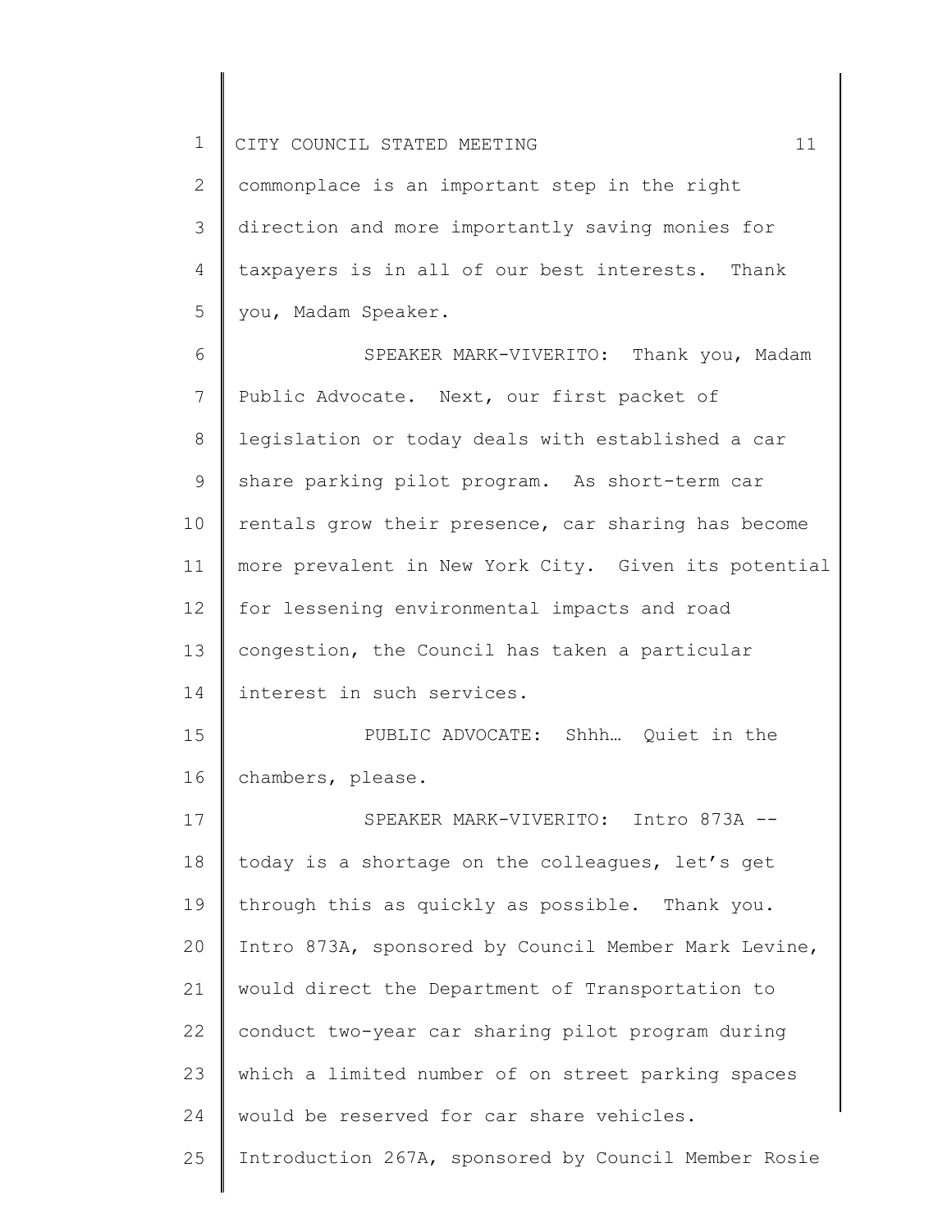commonplace is an important step in the right direction and more importantly saving monies for taxpayers is in all of our best interests. Thank you, Madam Speaker.

SPEAKER MARK-VIVERITO: Thank you, Madam Public Advocate. Next, our first packet of legislation or today deals with established a car share parking pilot program. As short-term car rentals grow their presence, car sharing has become more prevalent in New York City. Given its potential for lessening environmental impacts and road congestion, the Council has taken a particular interest in such services.

PUBLIC ADVOCATE: Shhh… Quiet in the chambers, please.

SPEAKER MARK-VIVERITO: Intro 873A -- today is a shortage on the colleagues, let's get through this as quickly as possible. Thank you. Intro 873A, sponsored by Council Member Mark Levine, would direct the Department of Transportation to conduct two-year car sharing pilot program during which a limited number of on street parking spaces would be reserved for car share vehicles. Introduction 267A, sponsored by Council Member Rosie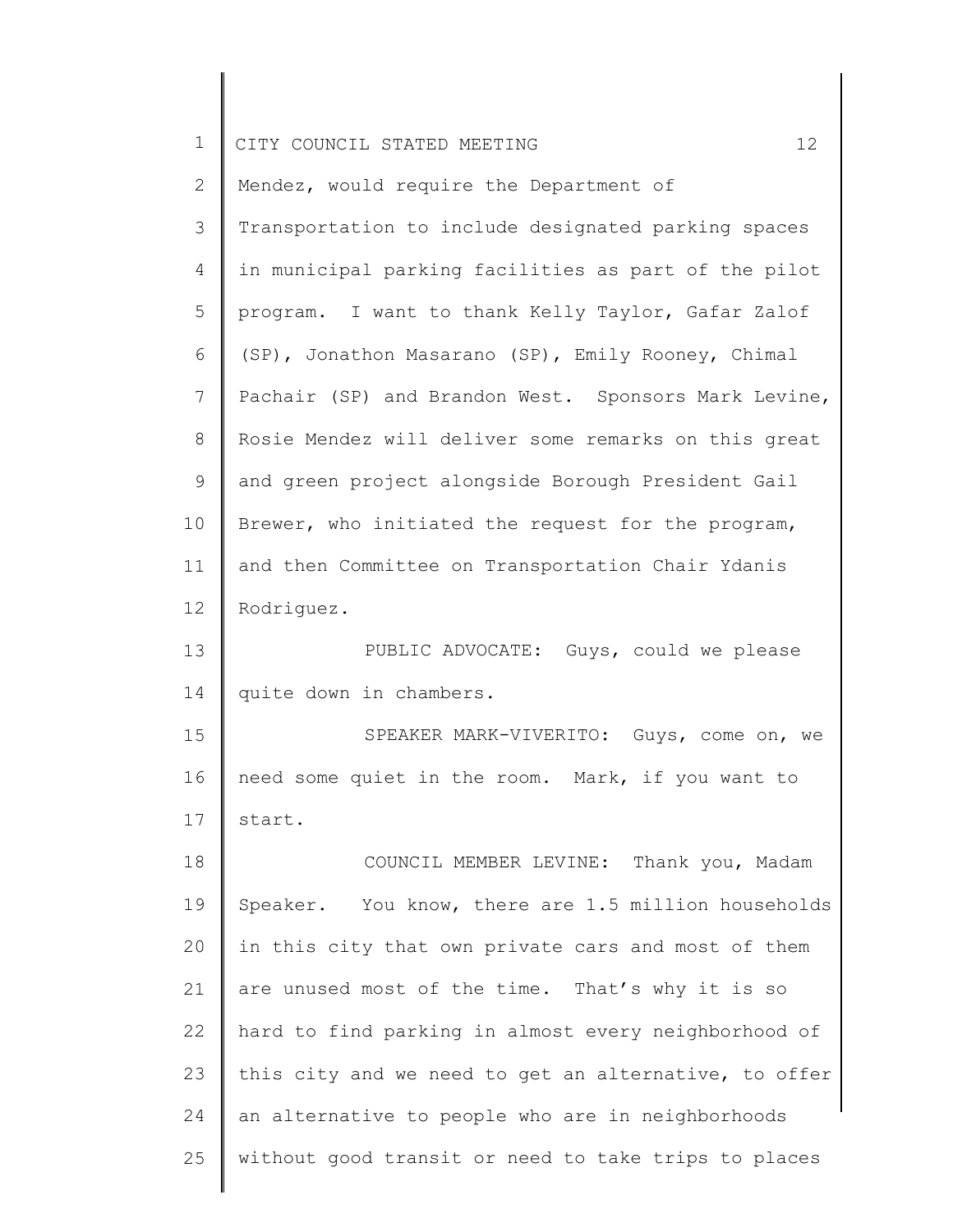Mendez, would require the Department of Transportation to include designated parking spaces in municipal parking facilities as part of the pilot program. I want to thank Kelly Taylor, Gafar Zalof (SP), Jonathon Masarano (SP), Emily Rooney, Chimal Pachair (SP) and Brandon West. Sponsors Mark Levine, Rosie Mendez will deliver some remarks on this great and green project alongside Borough President Gail Brewer, who initiated the request for the program, and then Committee on Transportation Chair Ydanis Rodriguez.

PUBLIC ADVOCATE: Guys, could we please quite down in chambers.

SPEAKER MARK-VIVERITO: Guys, come on, we need some quiet in the room. Mark, if you want to start.

COUNCIL MEMBER LEVINE: Thank you, Madam Speaker. You know, there are 1.5 million households in this city that own private cars and most of them are unused most of the time. That's why it is so hard to find parking in almost every neighborhood of this city and we need to get an alternative, to offer an alternative to people who are in neighborhoods without good transit or need to take trips to places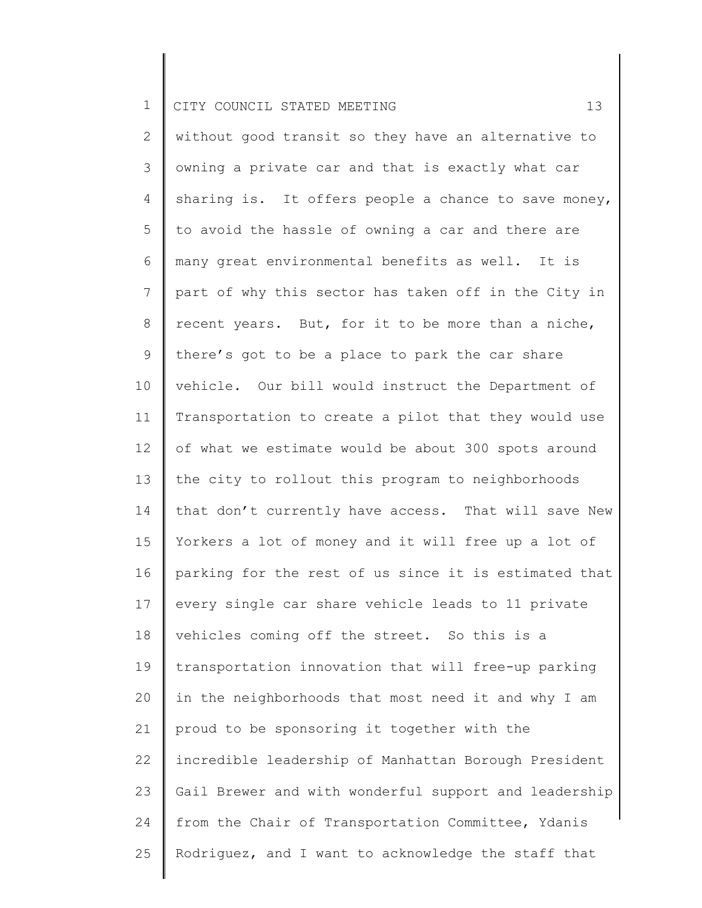without good transit so they have an alternative to owning a private car and that is exactly what car sharing is. It offers people a chance to save money, to avoid the hassle of owning a car and there are many great environmental benefits as well. It is part of why this sector has taken off in the City in recent years. But, for it to be more than a niche, there's got to be a place to park the car share vehicle. Our bill would instruct the Department of Transportation to create a pilot that they would use of what we estimate would be about 300 spots around the city to rollout this program to neighborhoods that don't currently have access. That will save New Yorkers a lot of money and it will free up a lot of parking for the rest of us since it is estimated that every single car share vehicle leads to 11 private vehicles coming off the street. So this is a transportation innovation that will free-up parking in the neighborhoods that most need it and why I am proud to be sponsoring it together with the incredible leadership of Manhattan Borough President Gail Brewer and with wonderful support and leadership from the Chair of Transportation Committee, Ydanis Rodriguez, and I want to acknowledge the staff that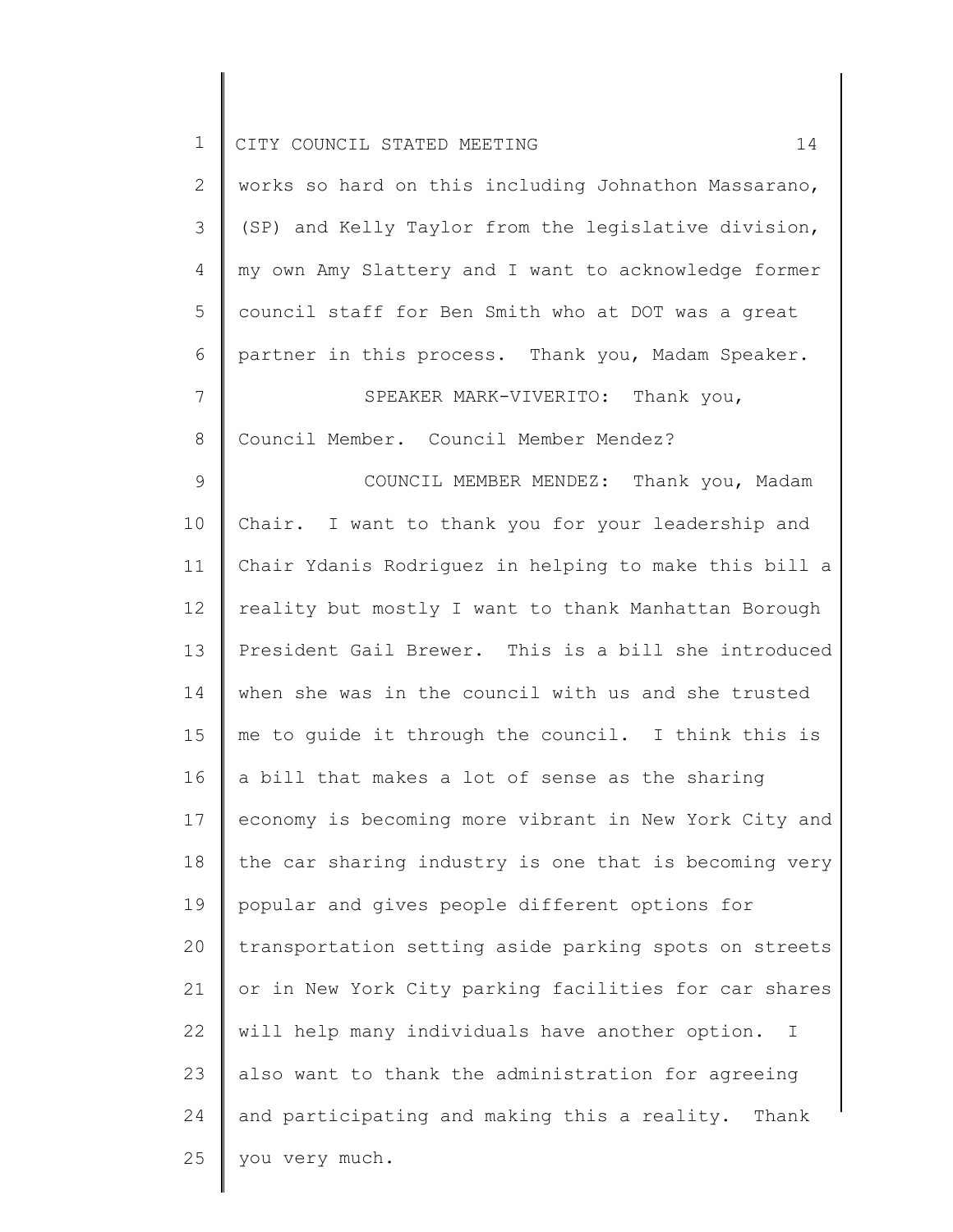works so hard on this including Johnathon Massarano, (SP) and Kelly Taylor from the legislative division, my own Amy Slattery and I want to acknowledge former council staff for Ben Smith who at DOT was a great partner in this process. Thank you, Madam Speaker.

SPEAKER MARK-VIVERITO: Thank you, Council Member. Council Member Mendez?

COUNCIL MEMBER MENDEZ: Thank you, Madam Chair. I want to thank you for your leadership and Chair Ydanis Rodriguez in helping to make this bill a reality but mostly I want to thank Manhattan Borough President Gail Brewer. This is a bill she introduced when she was in the council with us and she trusted me to guide it through the council. I think this is a bill that makes a lot of sense as the sharing economy is becoming more vibrant in New York City and the car sharing industry is one that is becoming very popular and gives people different options for transportation setting aside parking spots on streets or in New York City parking facilities for car shares will help many individuals have another option. I also want to thank the administration for agreeing and participating and making this a reality. Thank you very much.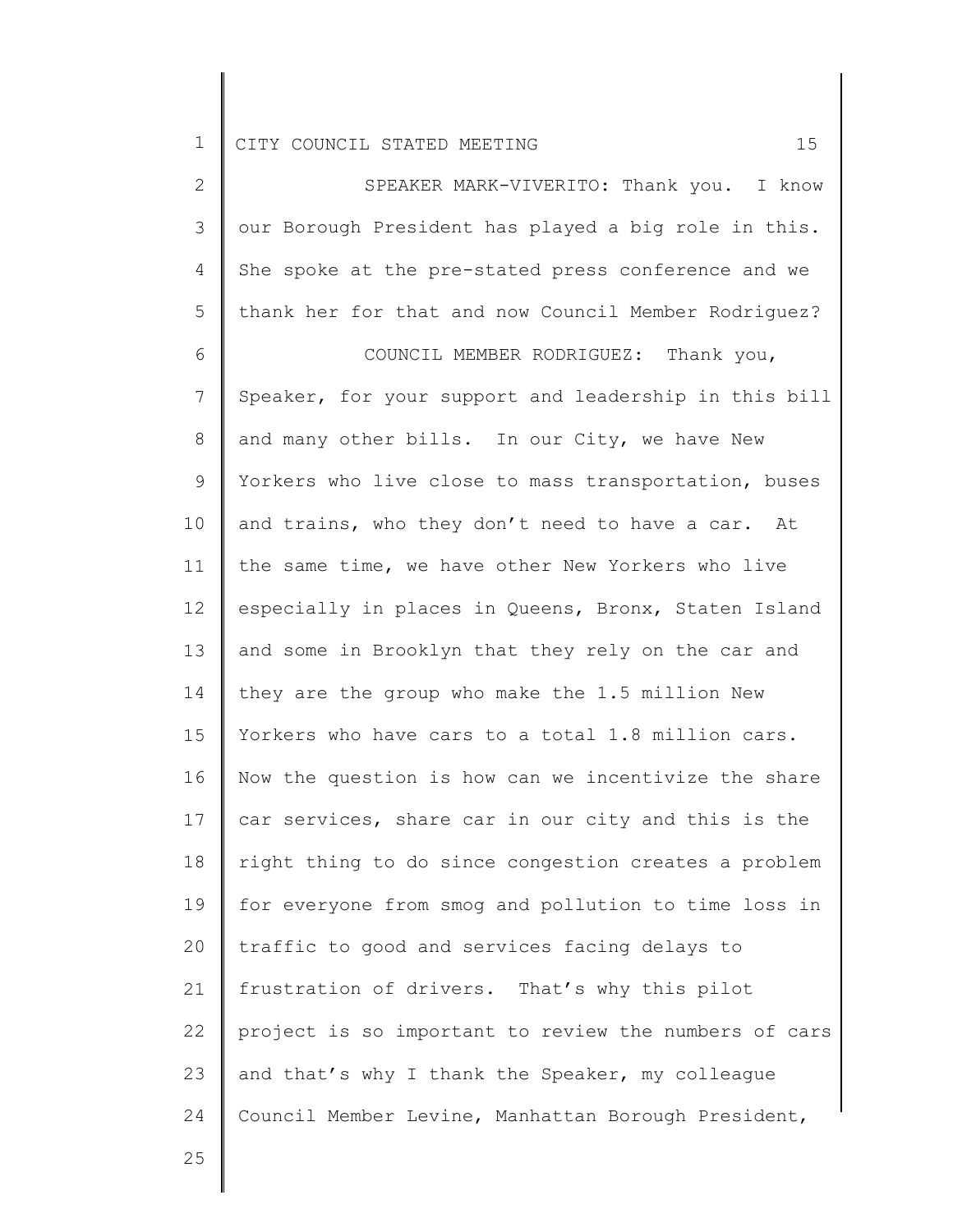SPEAKER MARK-VIVERITO: Thank you. I know our Borough President has played a big role in this. She spoke at the pre-stated press conference and we thank her for that and now Council Member Rodriguez?

COUNCIL MEMBER RODRIGUEZ: Thank you, Speaker, for your support and leadership in this bill and many other bills. In our City, we have New Yorkers who live close to mass transportation, buses and trains, who they don't need to have a car. At the same time, we have other New Yorkers who live especially in places in Queens, Bronx, Staten Island and some in Brooklyn that they rely on the car and they are the group who make the 1.5 million New Yorkers who have cars to a total 1.8 million cars. Now the question is how can we incentivize the share car services, share car in our city and this is the right thing to do since congestion creates a problem for everyone from smog and pollution to time loss in traffic to good and services facing delays to frustration of drivers. That's why this pilot project is so important to review the numbers of cars and that's why I thank the Speaker, my colleague Council Member Levine, Manhattan Borough President,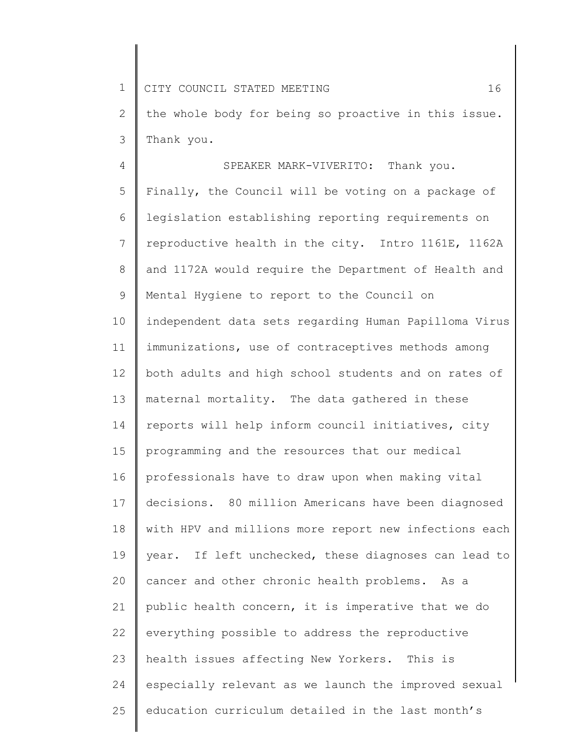the whole body for being so proactive in this issue. Thank you.

SPEAKER MARK-VIVERITO: Thank you. Finally, the Council will be voting on a package of legislation establishing reporting requirements on reproductive health in the city. Intro 1161E, 1162A and 1172A would require the Department of Health and Mental Hygiene to report to the Council on independent data sets regarding Human Papilloma Virus immunizations, use of contraceptives methods among both adults and high school students and on rates of maternal mortality. The data gathered in these reports will help inform council initiatives, city programming and the resources that our medical professionals have to draw upon when making vital decisions. 80 million Americans have been diagnosed with HPV and millions more report new infections each year. If left unchecked, these diagnoses can lead to cancer and other chronic health problems. As a public health concern, it is imperative that we do everything possible to address the reproductive health issues affecting New Yorkers. This is especially relevant as we launch the improved sexual education curriculum detailed in the last month's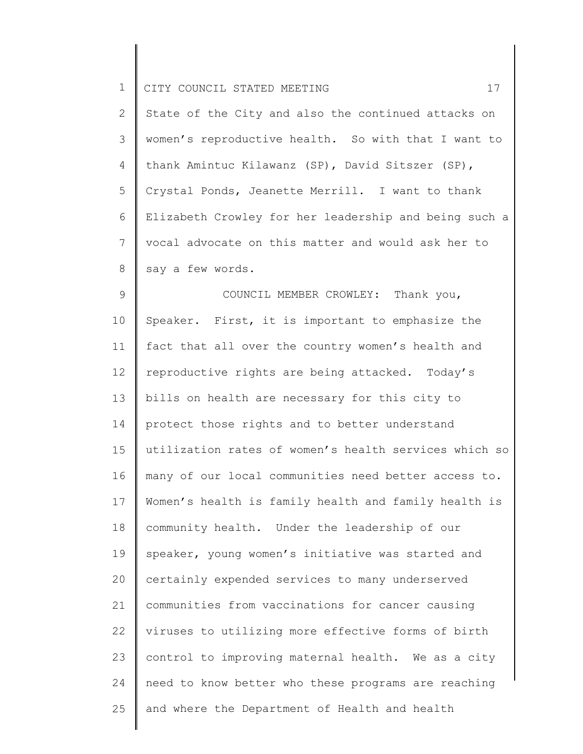State of the City and also the continued attacks on women's reproductive health. So with that I want to thank Amintuc Kilawanz (SP), David Sitszer (SP), Crystal Ponds, Jeanette Merrill. I want to thank Elizabeth Crowley for her leadership and being such a vocal advocate on this matter and would ask her to say a few words.

COUNCIL MEMBER CROWLEY: Thank you, Speaker. First, it is important to emphasize the fact that all over the country women's health and reproductive rights are being attacked. Today's bills on health are necessary for this city to protect those rights and to better understand utilization rates of women's health services which so many of our local communities need better access to. Women's health is family health and family health is community health. Under the leadership of our speaker, young women's initiative was started and certainly expended services to many underserved communities from vaccinations for cancer causing viruses to utilizing more effective forms of birth control to improving maternal health. We as a city need to know better who these programs are reaching and where the Department of Health and health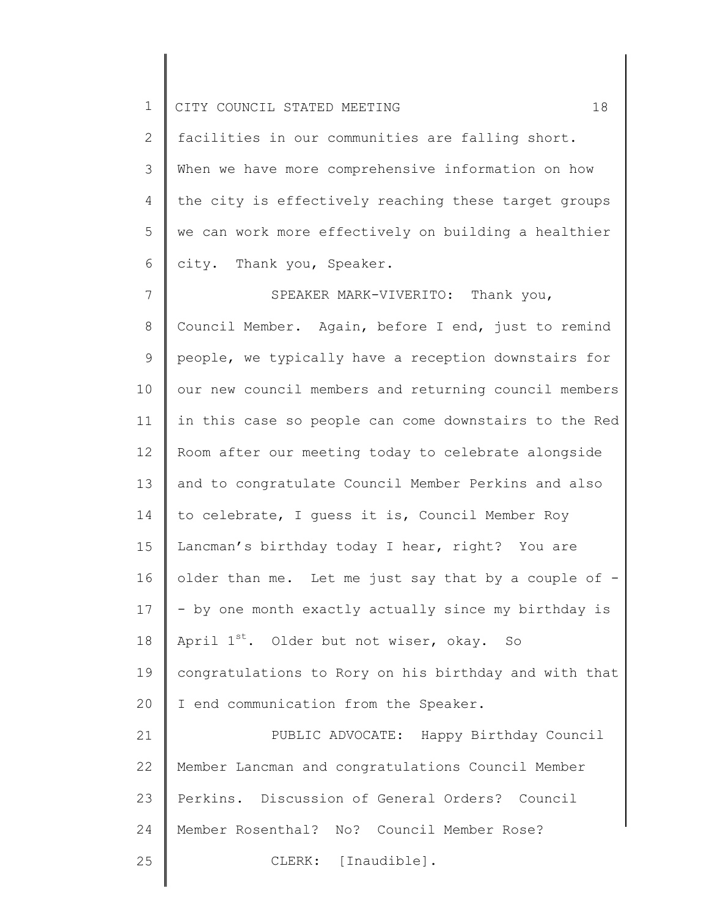facilities in our communities are falling short. When we have more comprehensive information on how the city is effectively reaching these target groups we can work more effectively on building a healthier city. Thank you, Speaker.

SPEAKER MARK-VIVERITO: Thank you, Council Member. Again, before I end, just to remind people, we typically have a reception downstairs for our new council members and returning council members in this case so people can come downstairs to the Red Room after our meeting today to celebrate alongside and to congratulate Council Member Perkins and also to celebrate, I guess it is, Council Member Roy Lancman's birthday today I hear, right? You are older than me. Let me just say that by a couple of -- by one month exactly actually since my birthday is April 1st. Older but not wiser, okay. So congratulations to Rory on his birthday and with that I end communication from the Speaker.

PUBLIC ADVOCATE: Happy Birthday Council Member Lancman and congratulations Council Member Perkins. Discussion of General Orders? Council Member Rosenthal? No? Council Member Rose?

CLERK: [Inaudible].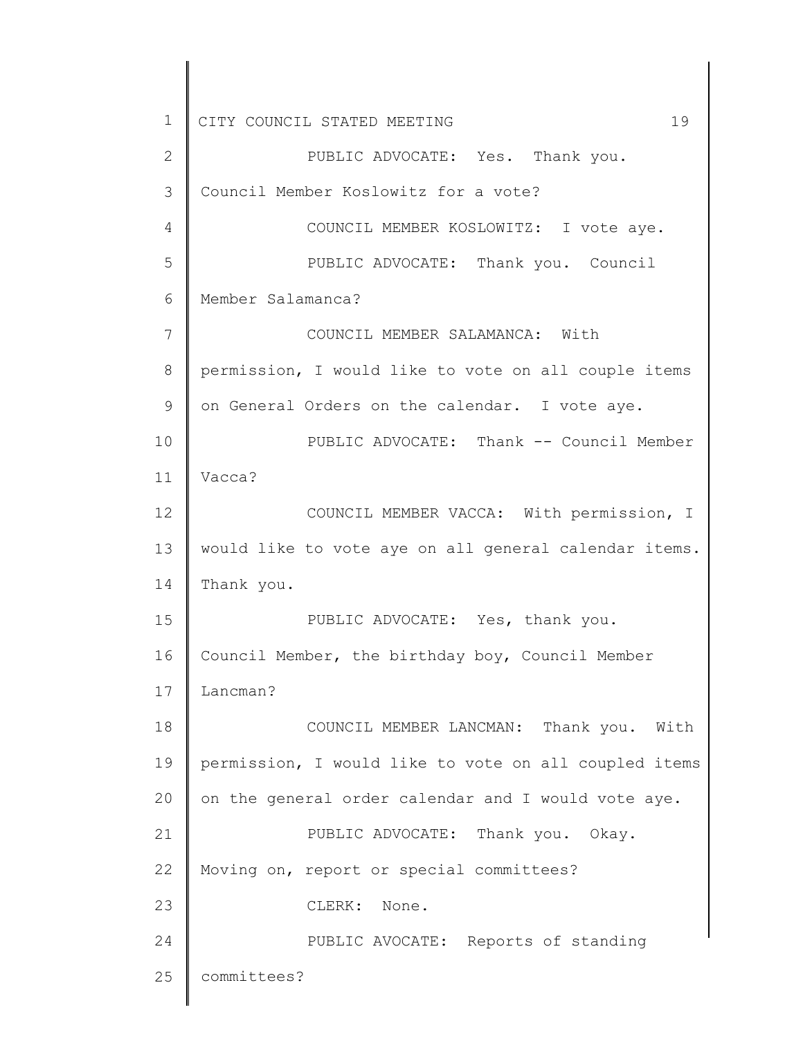PUBLIC ADVOCATE: Yes. Thank you. Council Member Koslowitz for a vote?

COUNCIL MEMBER KOSLOWITZ: I vote aye.

PUBLIC ADVOCATE: Thank you. Council Member Salamanca?

COUNCIL MEMBER SALAMANCA: With permission, I would like to vote on all couple items on General Orders on the calendar. I vote aye.

PUBLIC ADVOCATE: Thank -- Council Member Vacca?

COUNCIL MEMBER VACCA: With permission, I would like to vote aye on all general calendar items. Thank you.

PUBLIC ADVOCATE: Yes, thank you. Council Member, the birthday boy, Council Member Lancman?

COUNCIL MEMBER LANCMAN: Thank you. With permission, I would like to vote on all coupled items on the general order calendar and I would vote aye.

PUBLIC ADVOCATE: Thank you. Okay. Moving on, report or special committees?

CLERK: None.

PUBLIC AVOCATE: Reports of standing committees?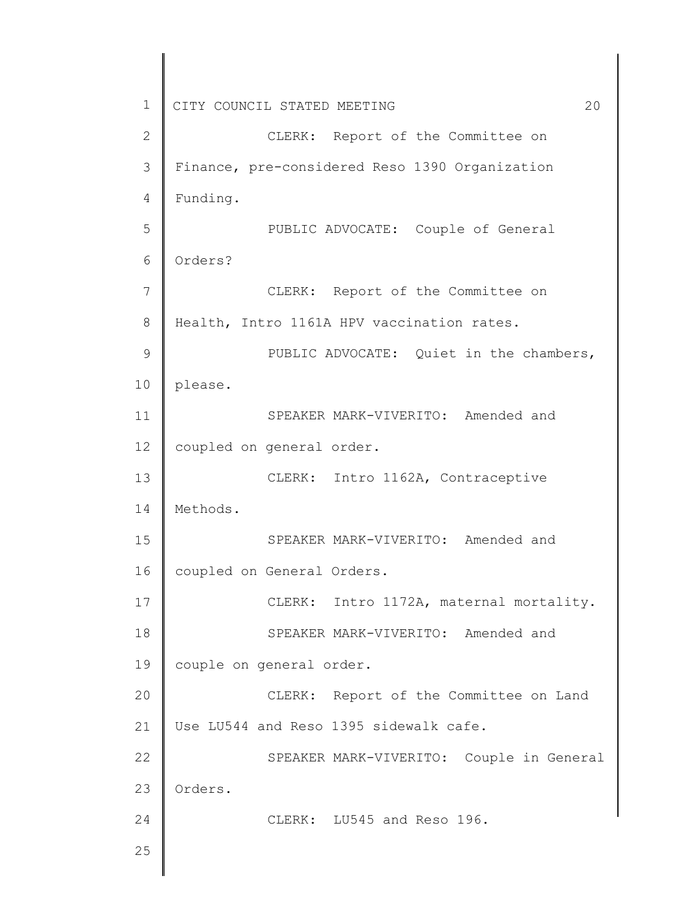CLERK: Report of the Committee on Finance, pre-considered Reso 1390 Organization Funding.

PUBLIC ADVOCATE: Couple of General Orders?

CLERK: Report of the Committee on Health, Intro 1161A HPV vaccination rates.

PUBLIC ADVOCATE: Quiet in the chambers, please.

SPEAKER MARK-VIVERITO: Amended and coupled on general order.

CLERK: Intro 1162A, Contraceptive Methods.

SPEAKER MARK-VIVERITO: Amended and coupled on General Orders.

CLERK: Intro 1172A, maternal mortality.

SPEAKER MARK-VIVERITO: Amended and couple on general order.

CLERK: Report of the Committee on Land Use LU544 and Reso 1395 sidewalk cafe.

SPEAKER MARK-VIVERITO: Couple in General Orders.

CLERK: LU545 and Reso 196.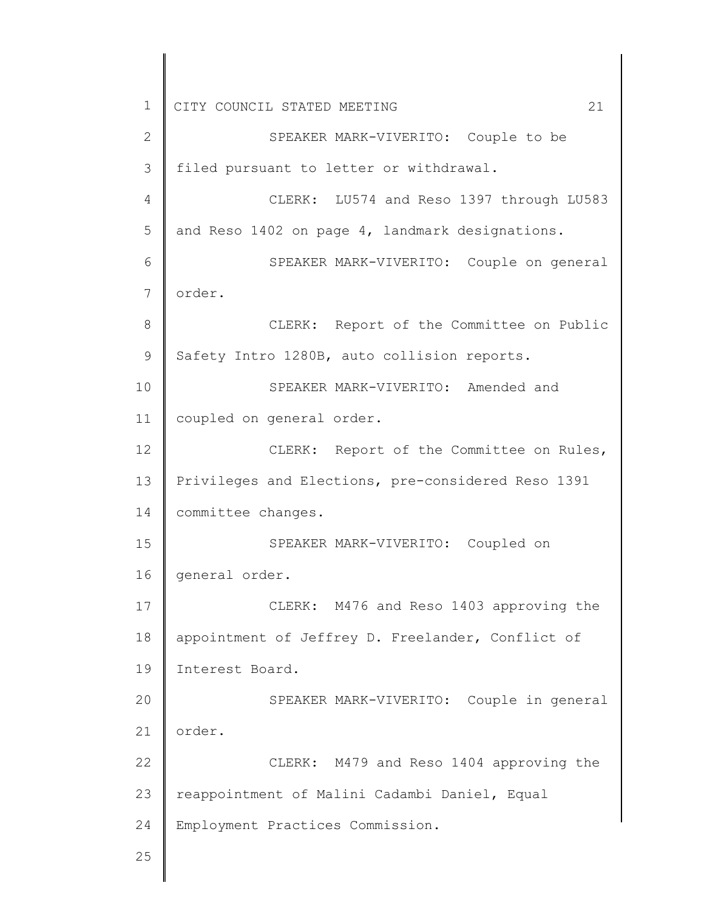SPEAKER MARK-VIVERITO: Couple to be filed pursuant to letter or withdrawal.

CLERK: LU574 and Reso 1397 through LU583 and Reso 1402 on page 4, landmark designations.

SPEAKER MARK-VIVERITO: Couple on general order.

CLERK: Report of the Committee on Public Safety Intro 1280B, auto collision reports.

SPEAKER MARK-VIVERITO: Amended and coupled on general order.

CLERK: Report of the Committee on Rules, Privileges and Elections, pre-considered Reso 1391 committee changes.

SPEAKER MARK-VIVERITO: Coupled on general order.

CLERK: M476 and Reso 1403 approving the appointment of Jeffrey D. Freelander, Conflict of Interest Board.

SPEAKER MARK-VIVERITO: Couple in general order.

CLERK: M479 and Reso 1404 approving the reappointment of Malini Cadambi Daniel, Equal Employment Practices Commission.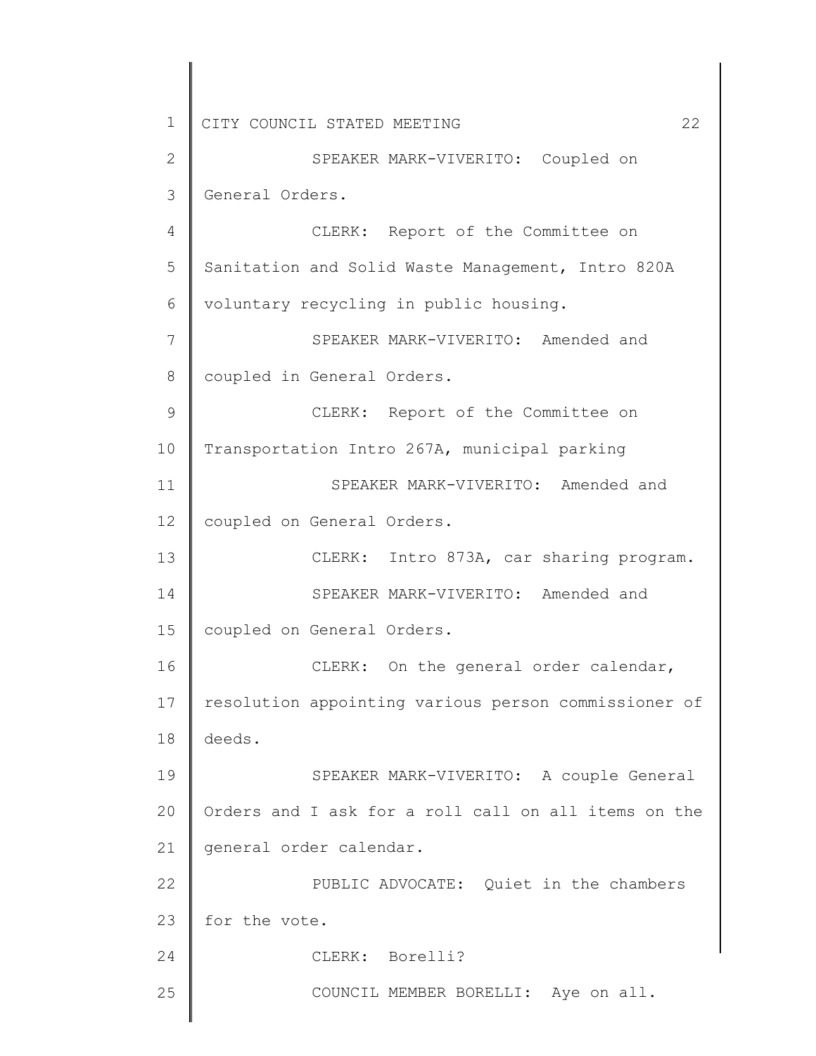SPEAKER MARK-VIVERITO: Coupled on General Orders.

CLERK: Report of the Committee on Sanitation and Solid Waste Management, Intro 820A voluntary recycling in public housing.

SPEAKER MARK-VIVERITO: Amended and coupled in General Orders.

CLERK: Report of the Committee on Transportation Intro 267A, municipal parking

SPEAKER MARK-VIVERITO: Amended and coupled on General Orders.

CLERK: Intro 873A, car sharing program.

SPEAKER MARK-VIVERITO: Amended and coupled on General Orders.

CLERK: On the general order calendar, resolution appointing various person commissioner of deeds.

SPEAKER MARK-VIVERITO: A couple General Orders and I ask for a roll call on all items on the general order calendar.

PUBLIC ADVOCATE: Quiet in the chambers for the vote.

CLERK: Borelli?

COUNCIL MEMBER BORELLI: Aye on all.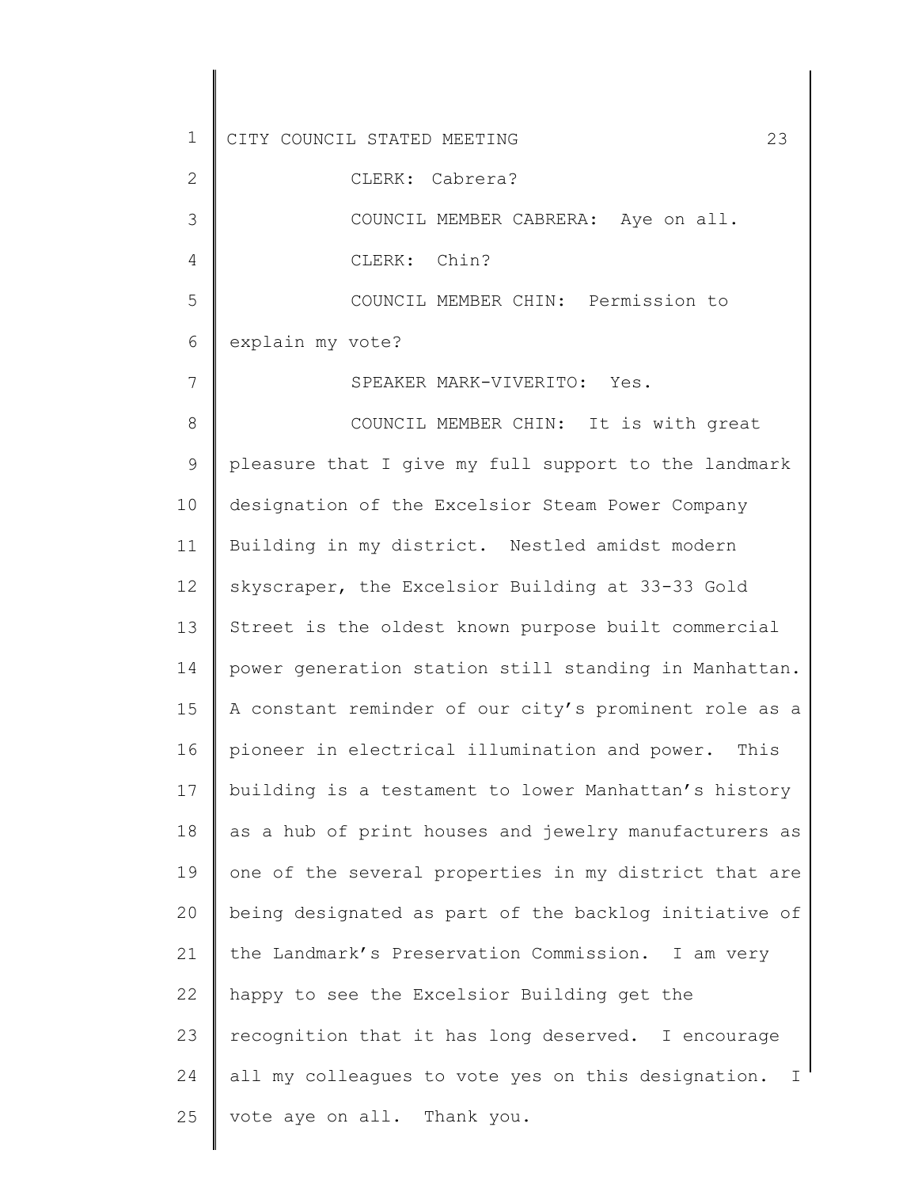CLERK: Cabrera?

COUNCIL MEMBER CABRERA: Aye on all.

CLERK: Chin?

COUNCIL MEMBER CHIN: Permission to explain my vote?

SPEAKER MARK-VIVERITO: Yes.

COUNCIL MEMBER CHIN: It is with great pleasure that I give my full support to the landmark designation of the Excelsior Steam Power Company Building in my district. Nestled amidst modern skyscraper, the Excelsior Building at 33-33 Gold Street is the oldest known purpose built commercial power generation station still standing in Manhattan. A constant reminder of our city's prominent role as a pioneer in electrical illumination and power. This building is a testament to lower Manhattan's history as a hub of print houses and jewelry manufacturers as one of the several properties in my district that are being designated as part of the backlog initiative of the Landmark's Preservation Commission. I am very happy to see the Excelsior Building get the recognition that it has long deserved. I encourage all my colleagues to vote yes on this designation. I vote aye on all. Thank you.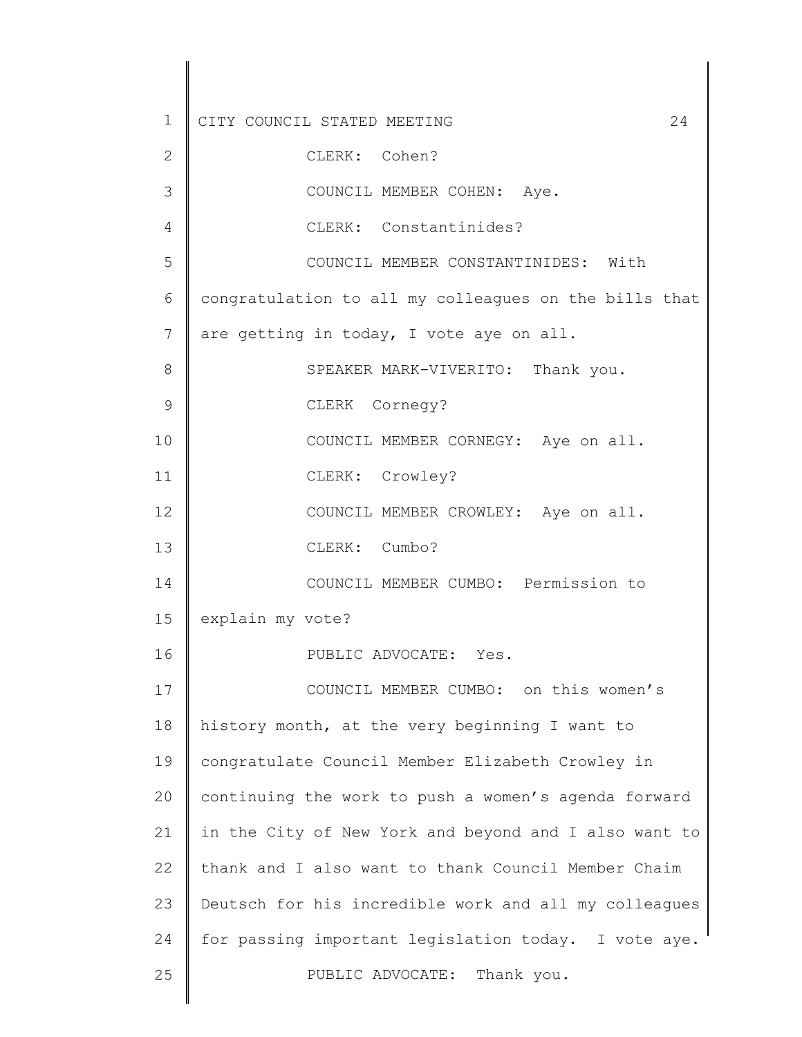CLERK: Cohen?

COUNCIL MEMBER COHEN: Aye.

CLERK: Constantinides?

COUNCIL MEMBER CONSTANTINIDES: With congratulation to all my colleagues on the bills that are getting in today, I vote aye on all.

SPEAKER MARK-VIVERITO: Thank you.

CLERK Cornegy?

COUNCIL MEMBER CORNEGY: Aye on all.

CLERK: Crowley?

COUNCIL MEMBER CROWLEY: Aye on all.

CLERK: Cumbo?

COUNCIL MEMBER CUMBO: Permission to explain my vote?

PUBLIC ADVOCATE: Yes.

COUNCIL MEMBER CUMBO: on this women's history month, at the very beginning I want to congratulate Council Member Elizabeth Crowley in continuing the work to push a women's agenda forward in the City of New York and beyond and I also want to thank and I also want to thank Council Member Chaim Deutsch for his incredible work and all my colleagues for passing important legislation today. I vote aye.

PUBLIC ADVOCATE: Thank you.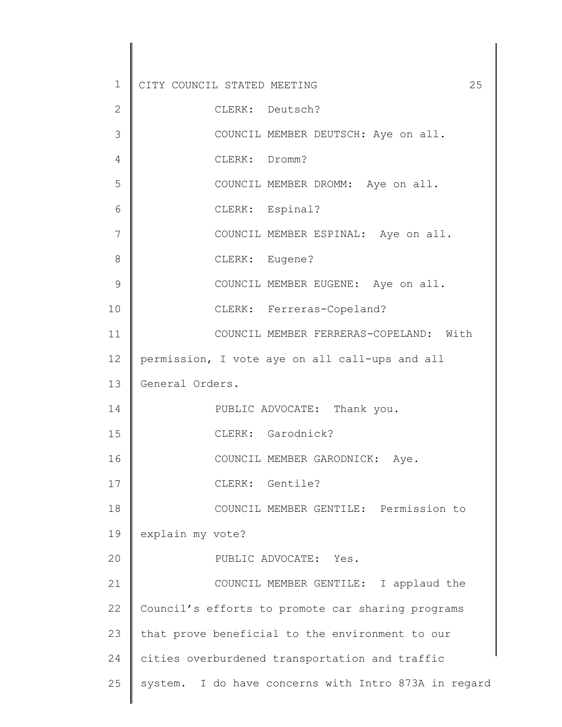CLERK: Deutsch?

COUNCIL MEMBER DEUTSCH: Aye on all.

CLERK: Dromm?

COUNCIL MEMBER DROMM: Aye on all.

CLERK: Espinal?

COUNCIL MEMBER ESPINAL: Aye on all.

CLERK: Eugene?

COUNCIL MEMBER EUGENE: Aye on all.

CLERK: Ferreras-Copeland?

COUNCIL MEMBER FERRERAS-COPELAND: With permission, I vote aye on all call-ups and all General Orders.

PUBLIC ADVOCATE: Thank you.

CLERK: Garodnick?

COUNCIL MEMBER GARODNICK: Aye.

CLERK: Gentile?

COUNCIL MEMBER GENTILE: Permission to explain my vote?

PUBLIC ADVOCATE: Yes.

COUNCIL MEMBER GENTILE: I applaud the Council's efforts to promote car sharing programs that prove beneficial to the environment to our cities overburdened transportation and traffic system. I do have concerns with Intro 873A in regard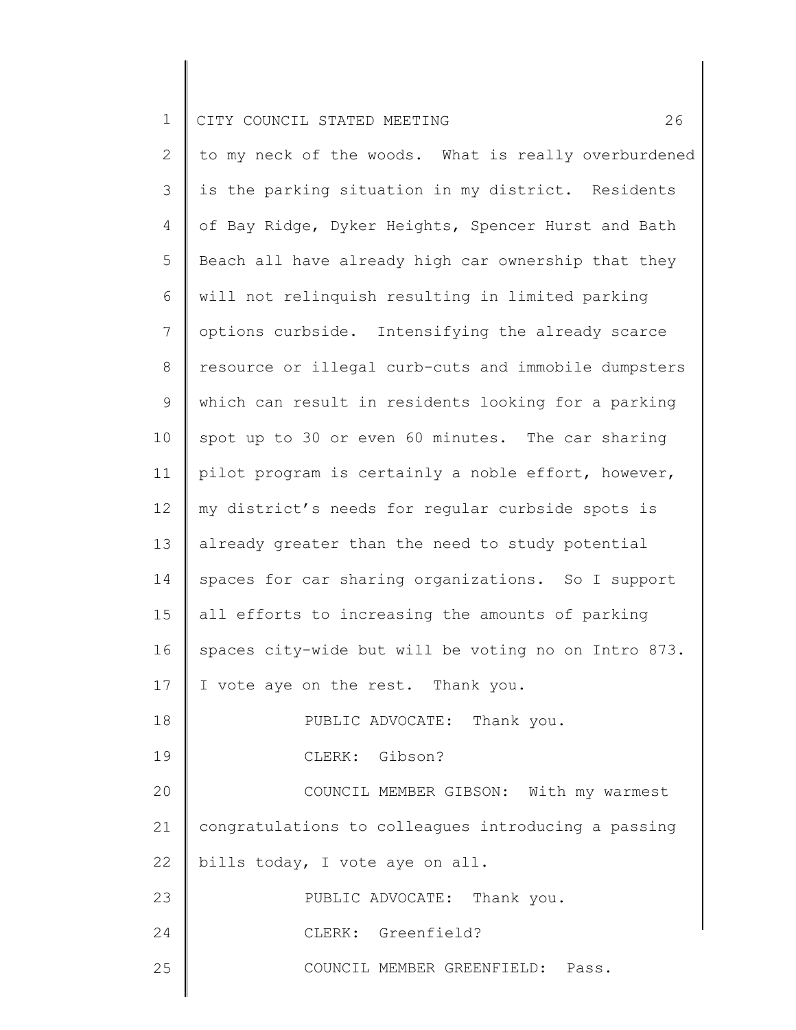to my neck of the woods. What is really overburdened is the parking situation in my district. Residents of Bay Ridge, Dyker Heights, Spencer Hurst and Bath Beach all have already high car ownership that they will not relinquish resulting in limited parking options curbside. Intensifying the already scarce resource or illegal curb-cuts and immobile dumpsters which can result in residents looking for a parking spot up to 30 or even 60 minutes. The car sharing pilot program is certainly a noble effort, however, my district's needs for regular curbside spots is already greater than the need to study potential spaces for car sharing organizations. So I support all efforts to increasing the amounts of parking spaces city-wide but will be voting no on Intro 873. I vote aye on the rest. Thank you.

PUBLIC ADVOCATE: Thank you.

CLERK: Gibson?

COUNCIL MEMBER GIBSON: With my warmest congratulations to colleagues introducing a passing bills today, I vote aye on all.

PUBLIC ADVOCATE: Thank you.

CLERK: Greenfield?

COUNCIL MEMBER GREENFIELD: Pass.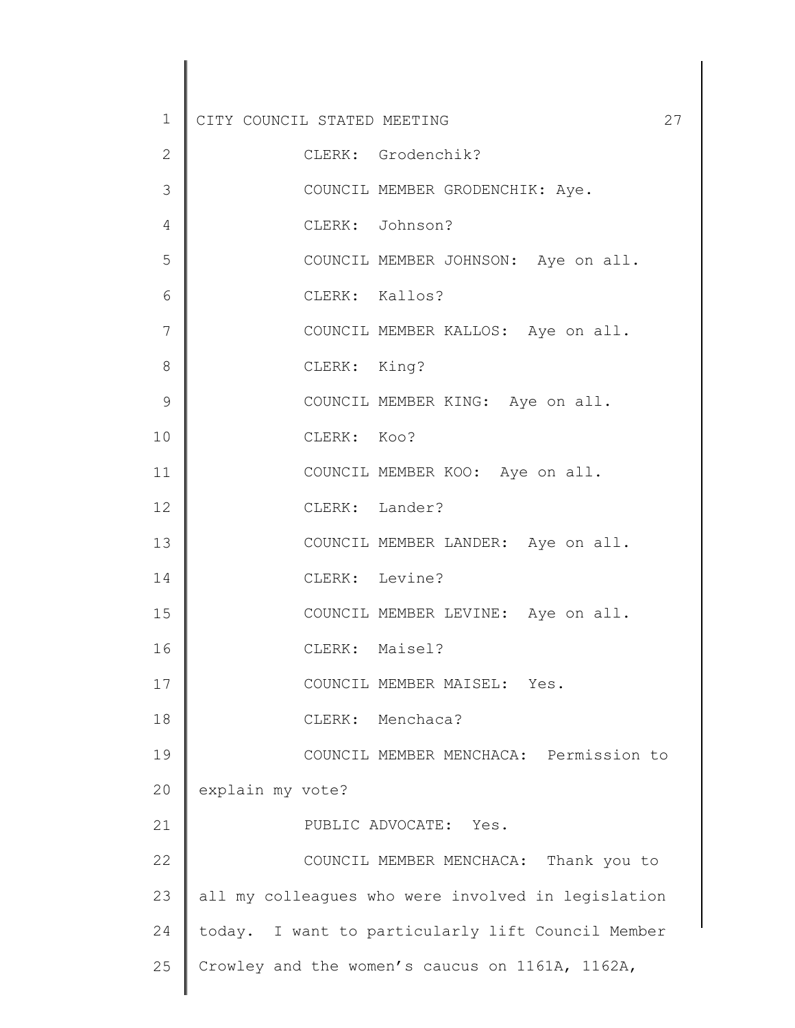CLERK: Grodenchik?

COUNCIL MEMBER GRODENCHIK: Aye.

CLERK: Johnson?

COUNCIL MEMBER JOHNSON: Aye on all.

CLERK: Kallos?

COUNCIL MEMBER KALLOS: Aye on all.

CLERK: King?

COUNCIL MEMBER KING: Aye on all.

CLERK: Koo?

COUNCIL MEMBER KOO: Aye on all.

CLERK: Lander?

COUNCIL MEMBER LANDER: Aye on all.

CLERK: Levine?

COUNCIL MEMBER LEVINE: Aye on all.

CLERK: Maisel?

COUNCIL MEMBER MAISEL: Yes.

CLERK: Menchaca?

COUNCIL MEMBER MENCHACA: Permission to explain my vote?

PUBLIC ADVOCATE: Yes.

COUNCIL MEMBER MENCHACA: Thank you to all my colleagues who were involved in legislation today. I want to particularly lift Council Member Crowley and the women's caucus on 1161A, 1162A,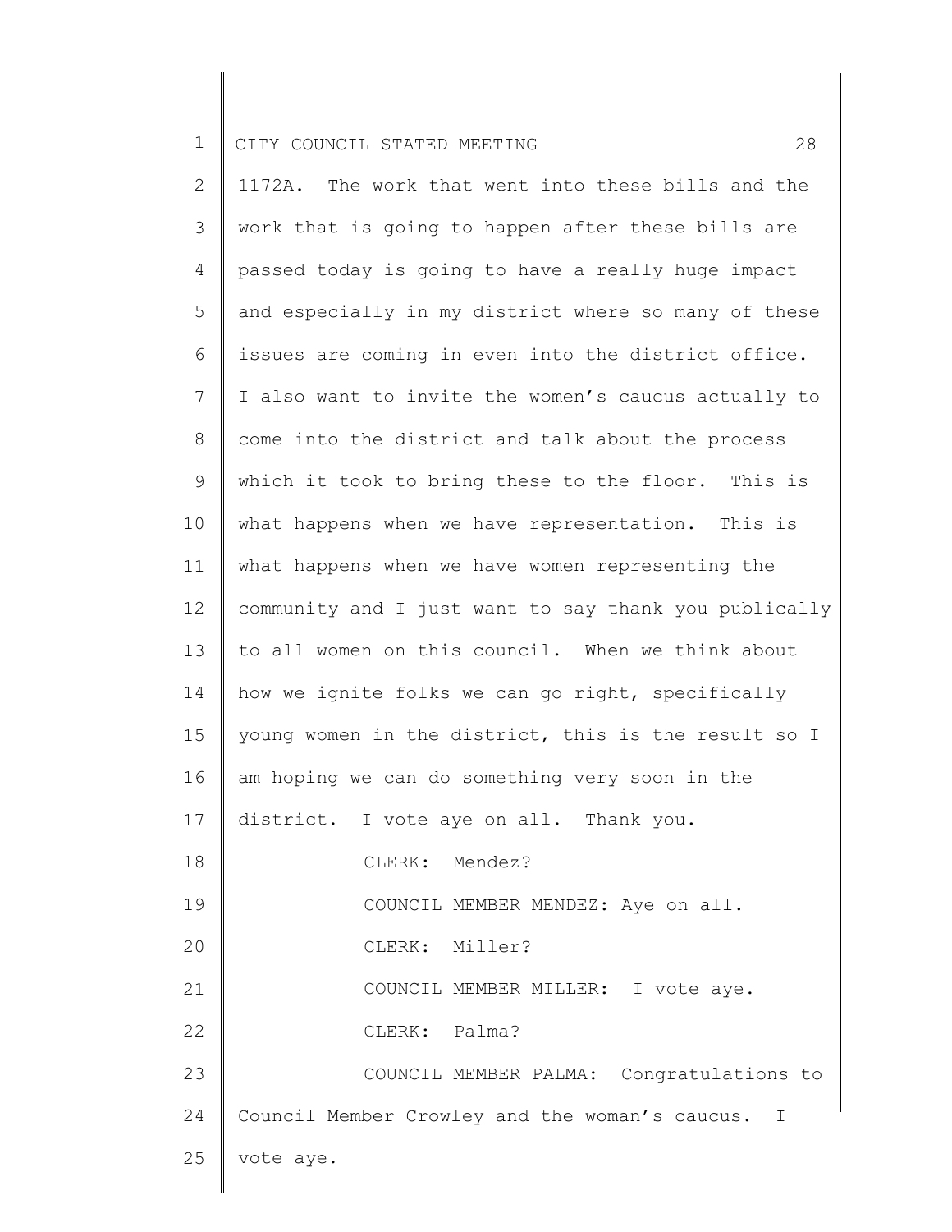1172A. The work that went into these bills and the work that is going to happen after these bills are passed today is going to have a really huge impact and especially in my district where so many of these issues are coming in even into the district office. I also want to invite the women's caucus actually to come into the district and talk about the process which it took to bring these to the floor. This is what happens when we have representation. This is what happens when we have women representing the community and I just want to say thank you publically to all women on this council. When we think about how we ignite folks we can go right, specifically young women in the district, this is the result so I am hoping we can do something very soon in the district. I vote aye on all. Thank you.

CLERK: Mendez?

COUNCIL MEMBER MENDEZ: Aye on all.

CLERK: Miller?

COUNCIL MEMBER MILLER: I vote aye.

CLERK: Palma?

COUNCIL MEMBER PALMA: Congratulations to Council Member Crowley and the woman's caucus. I vote aye.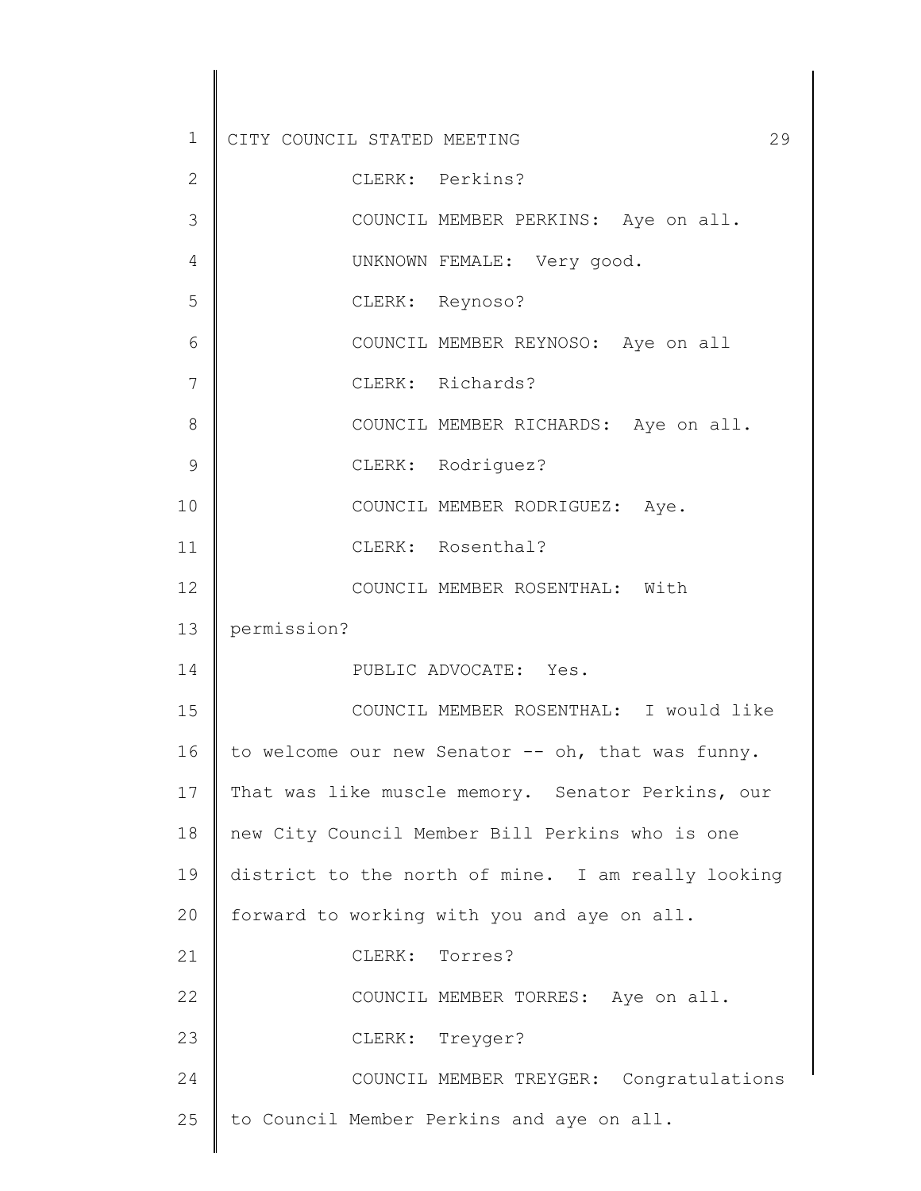CLERK: Perkins?

COUNCIL MEMBER PERKINS: Aye on all.

UNKNOWN FEMALE: Very good.

CLERK: Reynoso?

COUNCIL MEMBER REYNOSO: Aye on all

CLERK: Richards?

COUNCIL MEMBER RICHARDS: Aye on all.

CLERK: Rodriguez?

COUNCIL MEMBER RODRIGUEZ: Aye.

CLERK: Rosenthal?

COUNCIL MEMBER ROSENTHAL: With permission?

PUBLIC ADVOCATE: Yes.

COUNCIL MEMBER ROSENTHAL: I would like to welcome our new Senator -- oh, that was funny. That was like muscle memory. Senator Perkins, our new City Council Member Bill Perkins who is one district to the north of mine. I am really looking forward to working with you and aye on all.

CLERK: Torres?

COUNCIL MEMBER TORRES: Aye on all.

CLERK: Treyger?

COUNCIL MEMBER TREYGER: Congratulations to Council Member Perkins and aye on all.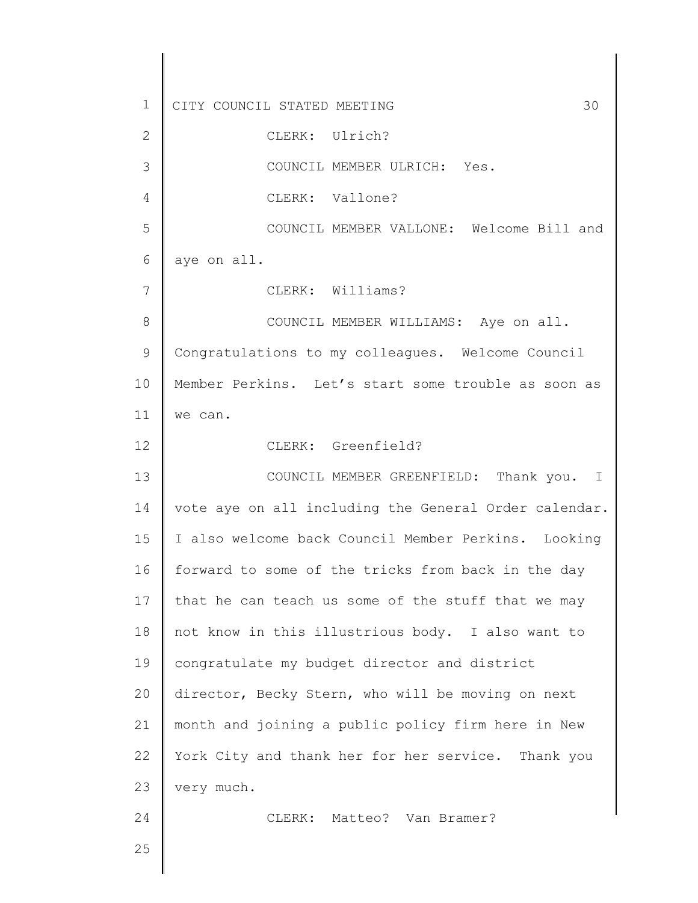CLERK: Ulrich?

COUNCIL MEMBER ULRICH: Yes.

CLERK: Vallone?

COUNCIL MEMBER VALLONE: Welcome Bill and aye on all.

CLERK: Williams?

COUNCIL MEMBER WILLIAMS: Aye on all. Congratulations to my colleagues. Welcome Council Member Perkins. Let's start some trouble as soon as we can.

CLERK: Greenfield?

COUNCIL MEMBER GREENFIELD: Thank you. I vote aye on all including the General Order calendar. I also welcome back Council Member Perkins. Looking forward to some of the tricks from back in the day that he can teach us some of the stuff that we may not know in this illustrious body. I also want to congratulate my budget director and district director, Becky Stern, who will be moving on next month and joining a public policy firm here in New York City and thank her for her service. Thank you very much.

CLERK: Matteo? Van Bramer?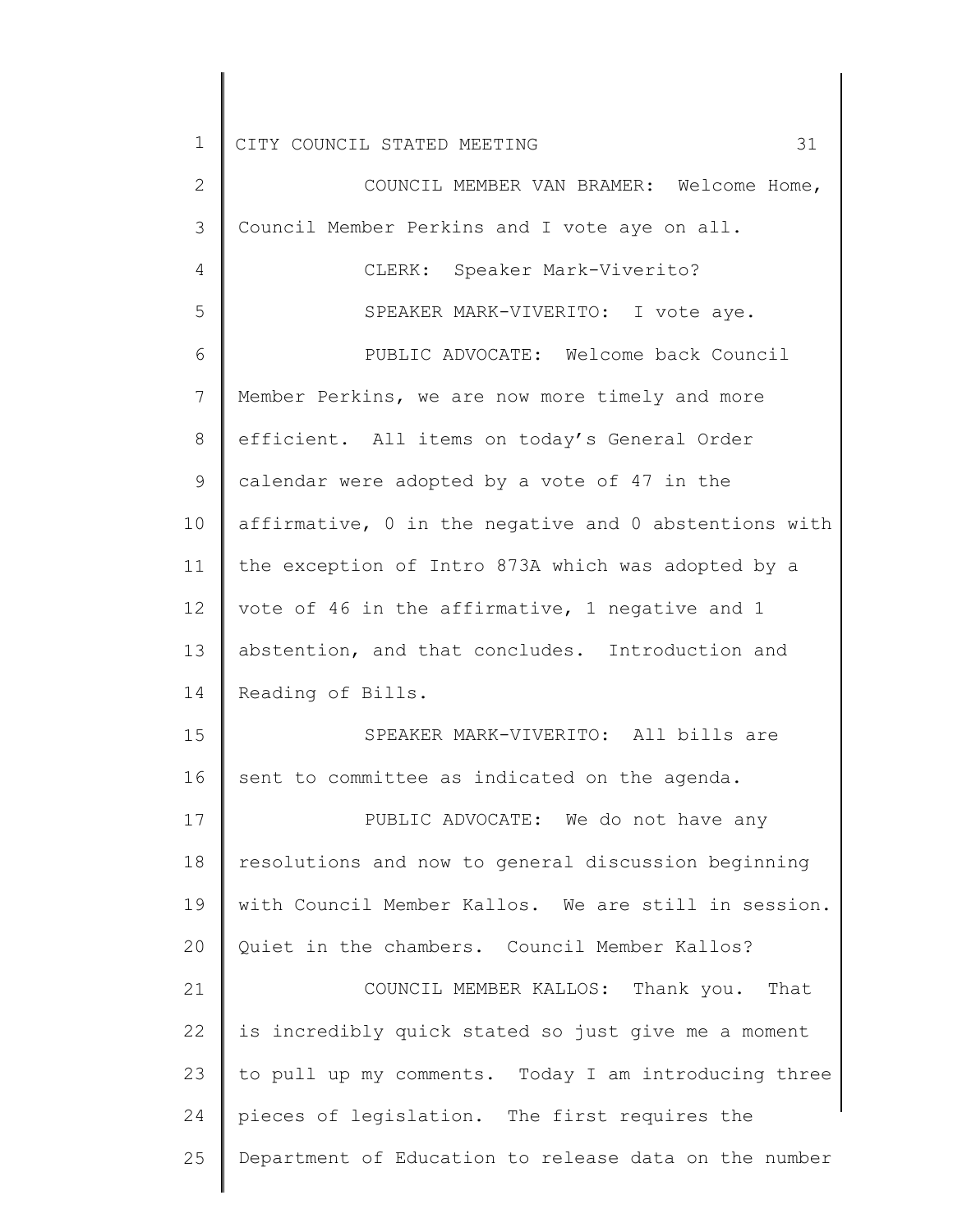COUNCIL MEMBER VAN BRAMER: Welcome Home, Council Member Perkins and I vote aye on all.

CLERK: Speaker Mark-Viverito?

SPEAKER MARK-VIVERITO: I vote aye.

PUBLIC ADVOCATE: Welcome back Council Member Perkins, we are now more timely and more efficient. All items on today's General Order calendar were adopted by a vote of 47 in the affirmative, 0 in the negative and 0 abstentions with the exception of Intro 873A which was adopted by a vote of 46 in the affirmative, 1 negative and 1 abstention, and that concludes. Introduction and Reading of Bills.

SPEAKER MARK-VIVERITO: All bills are sent to committee as indicated on the agenda.

PUBLIC ADVOCATE: We do not have any resolutions and now to general discussion beginning with Council Member Kallos. We are still in session. Quiet in the chambers. Council Member Kallos?

COUNCIL MEMBER KALLOS: Thank you. That is incredibly quick stated so just give me a moment to pull up my comments. Today I am introducing three pieces of legislation. The first requires the Department of Education to release data on the number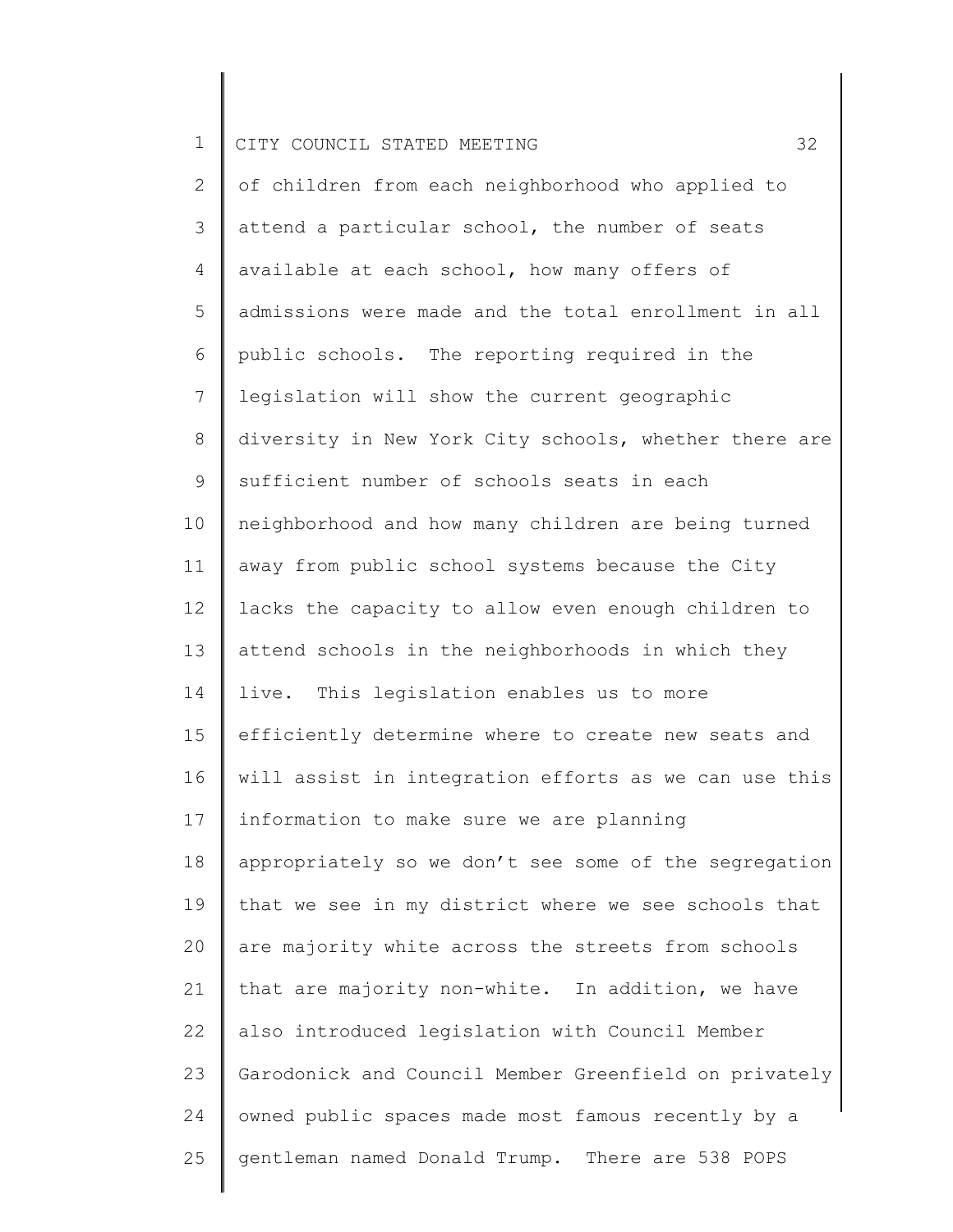of children from each neighborhood who applied to attend a particular school, the number of seats available at each school, how many offers of admissions were made and the total enrollment in all public schools. The reporting required in the legislation will show the current geographic diversity in New York City schools, whether there are sufficient number of schools seats in each neighborhood and how many children are being turned away from public school systems because the City lacks the capacity to allow even enough children to attend schools in the neighborhoods in which they live. This legislation enables us to more efficiently determine where to create new seats and will assist in integration efforts as we can use this information to make sure we are planning appropriately so we don't see some of the segregation that we see in my district where we see schools that are majority white across the streets from schools that are majority non-white. In addition, we have also introduced legislation with Council Member Garodonick and Council Member Greenfield on privately owned public spaces made most famous recently by a gentleman named Donald Trump. There are 538 POPS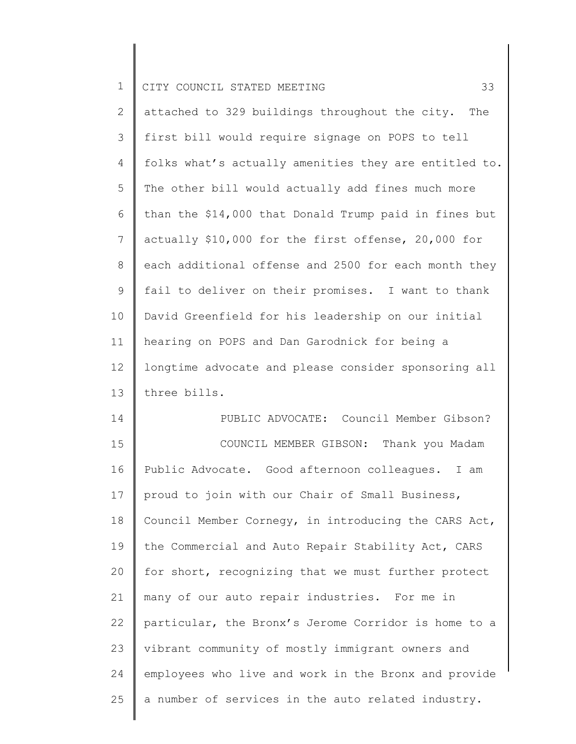attached to 329 buildings throughout the city. The first bill would require signage on POPS to tell folks what's actually amenities they are entitled to. The other bill would actually add fines much more than the $14,000 that Donald Trump paid in fines but actually $10,000 for the first offense, 20,000 for each additional offense and 2500 for each month they fail to deliver on their promises. I want to thank David Greenfield for his leadership on our initial hearing on POPS and Dan Garodnick for being a longtime advocate and please consider sponsoring all three bills.

PUBLIC ADVOCATE: Council Member Gibson?

COUNCIL MEMBER GIBSON: Thank you Madam Public Advocate. Good afternoon colleagues. I am proud to join with our Chair of Small Business, Council Member Cornegy, in introducing the CARS Act, the Commercial and Auto Repair Stability Act, CARS for short, recognizing that we must further protect many of our auto repair industries. For me in particular, the Bronx's Jerome Corridor is home to a vibrant community of mostly immigrant owners and employees who live and work in the Bronx and provide a number of services in the auto related industry.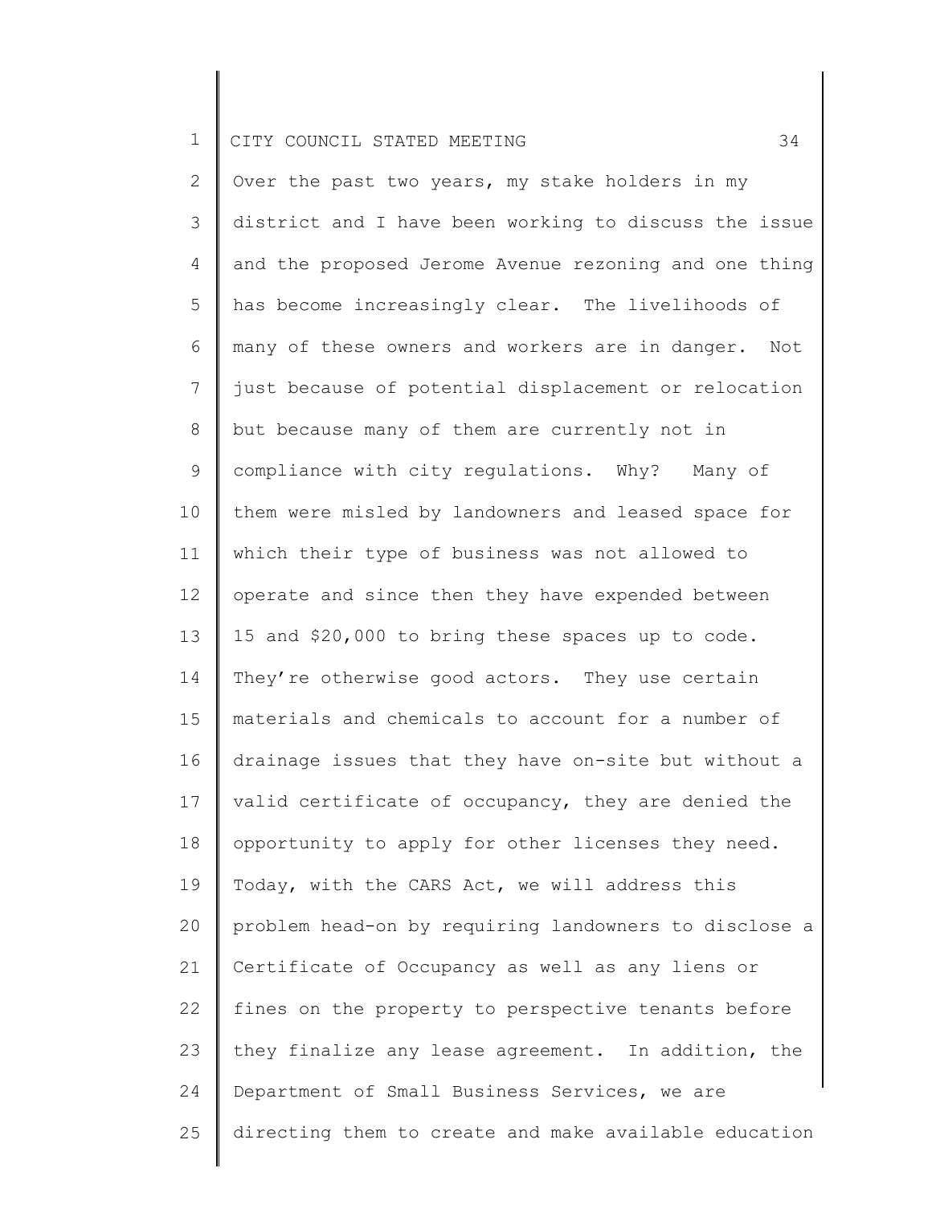Over the past two years, my stake holders in my district and I have been working to discuss the issue and the proposed Jerome Avenue rezoning and one thing has become increasingly clear. The livelihoods of many of these owners and workers are in danger. Not just because of potential displacement or relocation but because many of them are currently not in compliance with city regulations. Why? Many of them were misled by landowners and leased space for which their type of business was not allowed to operate and since then they have expended between 15 and $20,000 to bring these spaces up to code. They're otherwise good actors. They use certain materials and chemicals to account for a number of drainage issues that they have on-site but without a valid certificate of occupancy, they are denied the opportunity to apply for other licenses they need. Today, with the CARS Act, we will address this problem head-on by requiring landowners to disclose a Certificate of Occupancy as well as any liens or fines on the property to perspective tenants before they finalize any lease agreement. In addition, the Department of Small Business Services, we are directing them to create and make available education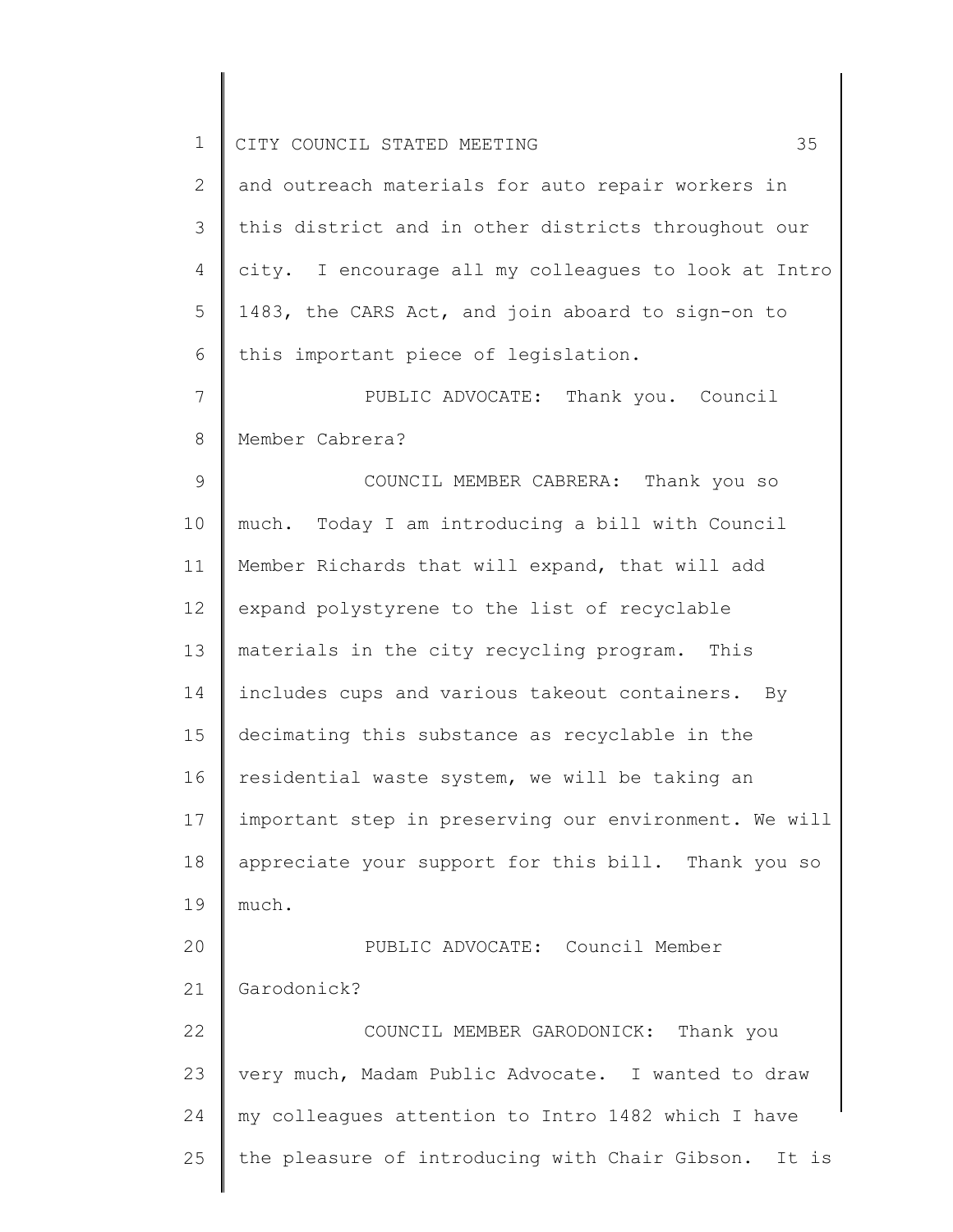and outreach materials for auto repair workers in this district and in other districts throughout our city. I encourage all my colleagues to look at Intro 1483, the CARS Act, and join aboard to sign-on to this important piece of legislation.

PUBLIC ADVOCATE: Thank you. Council Member Cabrera?

COUNCIL MEMBER CABRERA: Thank you so much. Today I am introducing a bill with Council Member Richards that will expand, that will add expand polystyrene to the list of recyclable materials in the city recycling program. This includes cups and various takeout containers. By decimating this substance as recyclable in the residential waste system, we will be taking an important step in preserving our environment. We will appreciate your support for this bill. Thank you so much.

PUBLIC ADVOCATE: Council Member Garodonick?

COUNCIL MEMBER GARODONICK: Thank you very much, Madam Public Advocate. I wanted to draw my colleagues attention to Intro 1482 which I have the pleasure of introducing with Chair Gibson. It is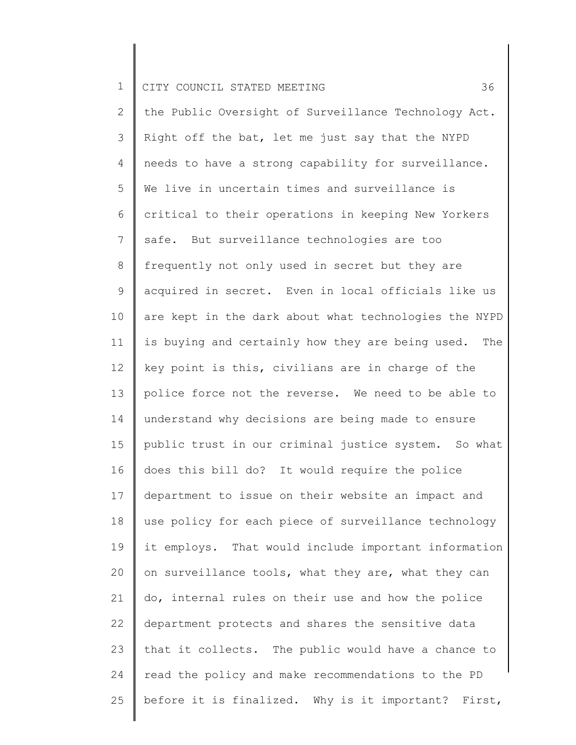the Public Oversight of Surveillance Technology Act. Right off the bat, let me just say that the NYPD needs to have a strong capability for surveillance. We live in uncertain times and surveillance is critical to their operations in keeping New Yorkers safe. But surveillance technologies are too frequently not only used in secret but they are acquired in secret. Even in local officials like us are kept in the dark about what technologies the NYPD is buying and certainly how they are being used. The key point is this, civilians are in charge of the police force not the reverse. We need to be able to understand why decisions are being made to ensure public trust in our criminal justice system. So what does this bill do? It would require the police department to issue on their website an impact and use policy for each piece of surveillance technology it employs. That would include important information on surveillance tools, what they are, what they can do, internal rules on their use and how the police department protects and shares the sensitive data that it collects. The public would have a chance to read the policy and make recommendations to the PD before it is finalized. Why is it important? First,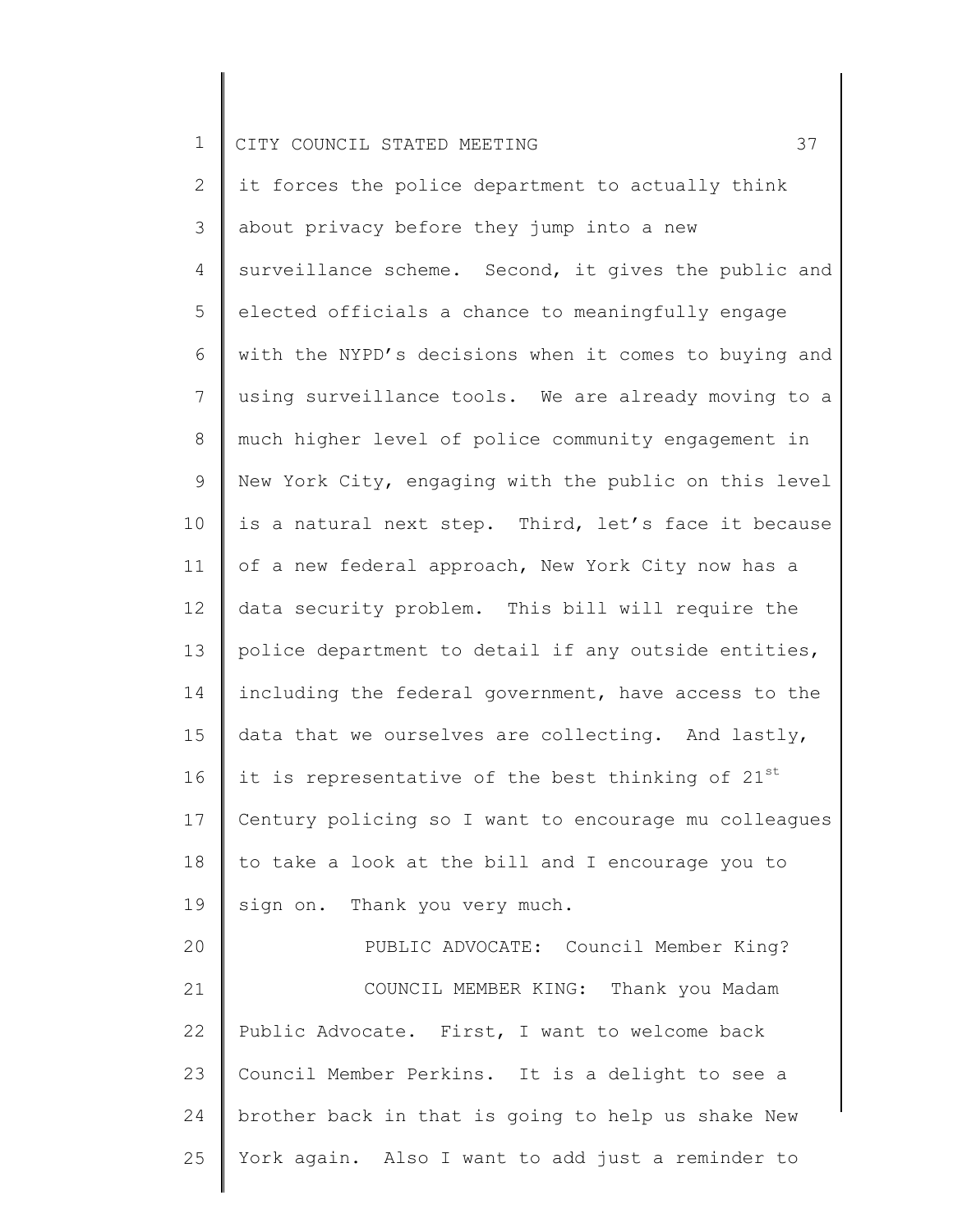it forces the police department to actually think about privacy before they jump into a new surveillance scheme. Second, it gives the public and elected officials a chance to meaningfully engage with the NYPD's decisions when it comes to buying and using surveillance tools. We are already moving to a much higher level of police community engagement in New York City, engaging with the public on this level is a natural next step. Third, let's face it because of a new federal approach, New York City now has a data security problem. This bill will require the police department to detail if any outside entities, including the federal government, have access to the data that we ourselves are collecting. And lastly, it is representative of the best thinking of 21st Century policing so I want to encourage mu colleagues to take a look at the bill and I encourage you to sign on. Thank you very much.

PUBLIC ADVOCATE: Council Member King?

COUNCIL MEMBER KING: Thank you Madam Public Advocate. First, I want to welcome back Council Member Perkins. It is a delight to see a brother back in that is going to help us shake New York again. Also I want to add just a reminder to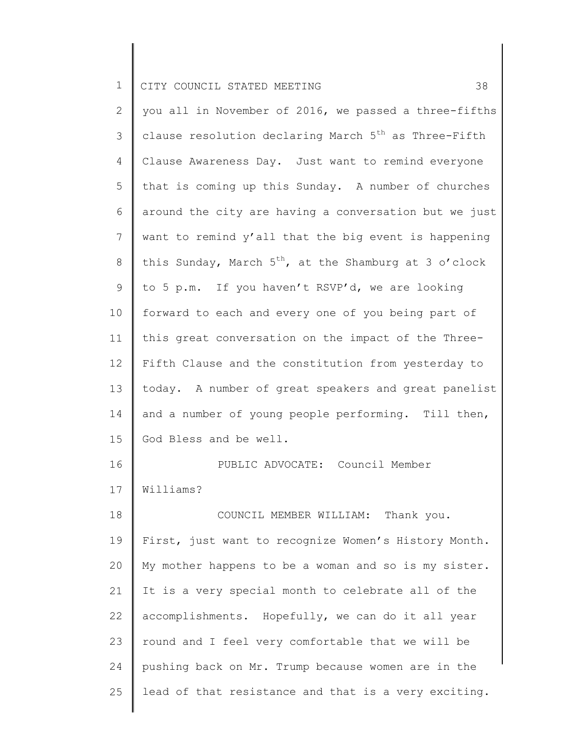you all in November of 2016, we passed a three-fifths clause resolution declaring March 5th as Three-Fifth Clause Awareness Day. Just want to remind everyone that is coming up this Sunday. A number of churches around the city are having a conversation but we just want to remind y'all that the big event is happening this Sunday, March 5th, at the Shamburg at 3 o'clock to 5 p.m. If you haven't RSVP'd, we are looking forward to each and every one of you being part of this great conversation on the impact of the Three-Fifth Clause and the constitution from yesterday to today. A number of great speakers and great panelist and a number of young people performing. Till then, God Bless and be well.

PUBLIC ADVOCATE: Council Member Williams?

COUNCIL MEMBER WILLIAM: Thank you. First, just want to recognize Women's History Month. My mother happens to be a woman and so is my sister. It is a very special month to celebrate all of the accomplishments. Hopefully, we can do it all year round and I feel very comfortable that we will be pushing back on Mr. Trump because women are in the lead of that resistance and that is a very exciting.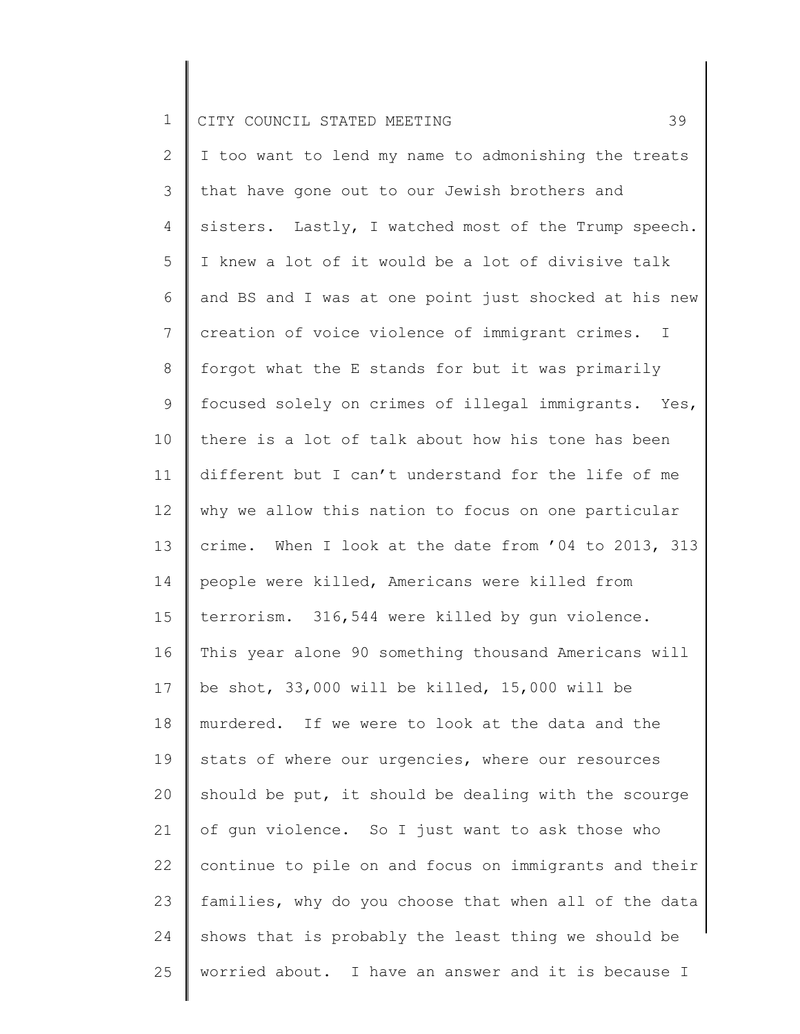I too want to lend my name to admonishing the treats that have gone out to our Jewish brothers and sisters. Lastly, I watched most of the Trump speech. I knew a lot of it would be a lot of divisive talk and BS and I was at one point just shocked at his new creation of voice violence of immigrant crimes. I forgot what the E stands for but it was primarily focused solely on crimes of illegal immigrants. Yes, there is a lot of talk about how his tone has been different but I can't understand for the life of me why we allow this nation to focus on one particular crime. When I look at the date from '04 to 2013, 313 people were killed, Americans were killed from terrorism. 316,544 were killed by gun violence. This year alone 90 something thousand Americans will be shot, 33,000 will be killed, 15,000 will be murdered. If we were to look at the data and the stats of where our urgencies, where our resources should be put, it should be dealing with the scourge of gun violence. So I just want to ask those who continue to pile on and focus on immigrants and their families, why do you choose that when all of the data shows that is probably the least thing we should be worried about. I have an answer and it is because I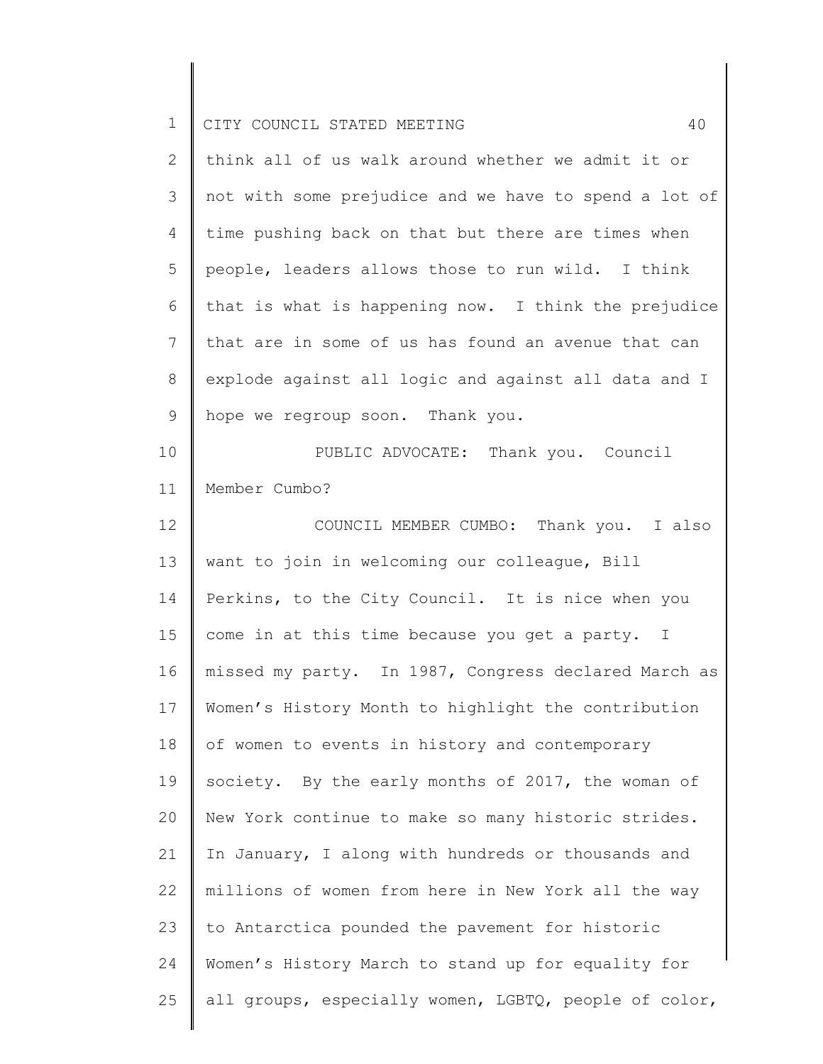think all of us walk around whether we admit it or not with some prejudice and we have to spend a lot of time pushing back on that but there are times when people, leaders allows those to run wild. I think that is what is happening now. I think the prejudice that are in some of us has found an avenue that can explode against all logic and against all data and I hope we regroup soon. Thank you.

PUBLIC ADVOCATE: Thank you. Council Member Cumbo?

COUNCIL MEMBER CUMBO: Thank you. I also want to join in welcoming our colleague, Bill Perkins, to the City Council. It is nice when you come in at this time because you get a party. I missed my party. In 1987, Congress declared March as Women's History Month to highlight the contribution of women to events in history and contemporary society. By the early months of 2017, the woman of New York continue to make so many historic strides. In January, I along with hundreds or thousands and millions of women from here in New York all the way to Antarctica pounded the pavement for historic Women's History March to stand up for equality for all groups, especially women, LGBTQ, people of color,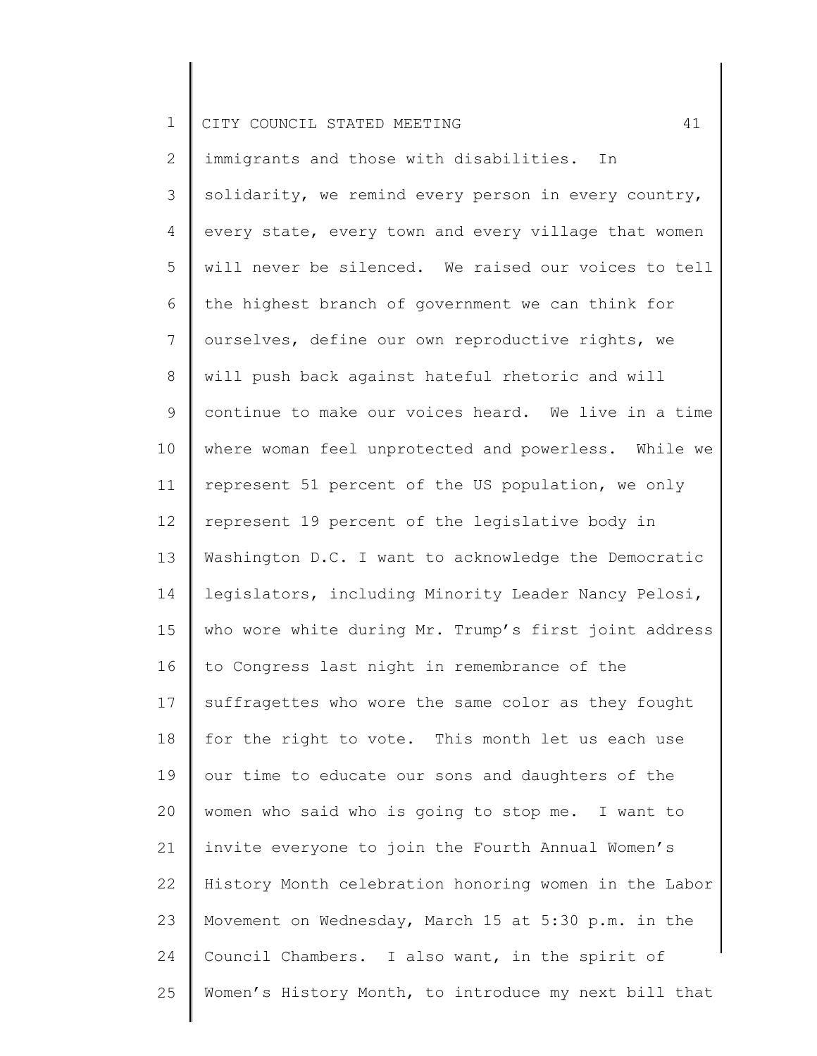immigrants and those with disabilities. In solidarity, we remind every person in every country, every state, every town and every village that women will never be silenced. We raised our voices to tell the highest branch of government we can think for ourselves, define our own reproductive rights, we will push back against hateful rhetoric and will continue to make our voices heard. We live in a time where woman feel unprotected and powerless. While we represent 51 percent of the US population, we only represent 19 percent of the legislative body in Washington D.C. I want to acknowledge the Democratic legislators, including Minority Leader Nancy Pelosi, who wore white during Mr. Trump's first joint address to Congress last night in remembrance of the suffragettes who wore the same color as they fought for the right to vote. This month let us each use our time to educate our sons and daughters of the women who said who is going to stop me. I want to invite everyone to join the Fourth Annual Women's History Month celebration honoring women in the Labor Movement on Wednesday, March 15 at 5:30 p.m. in the Council Chambers. I also want, in the spirit of Women's History Month, to introduce my next bill that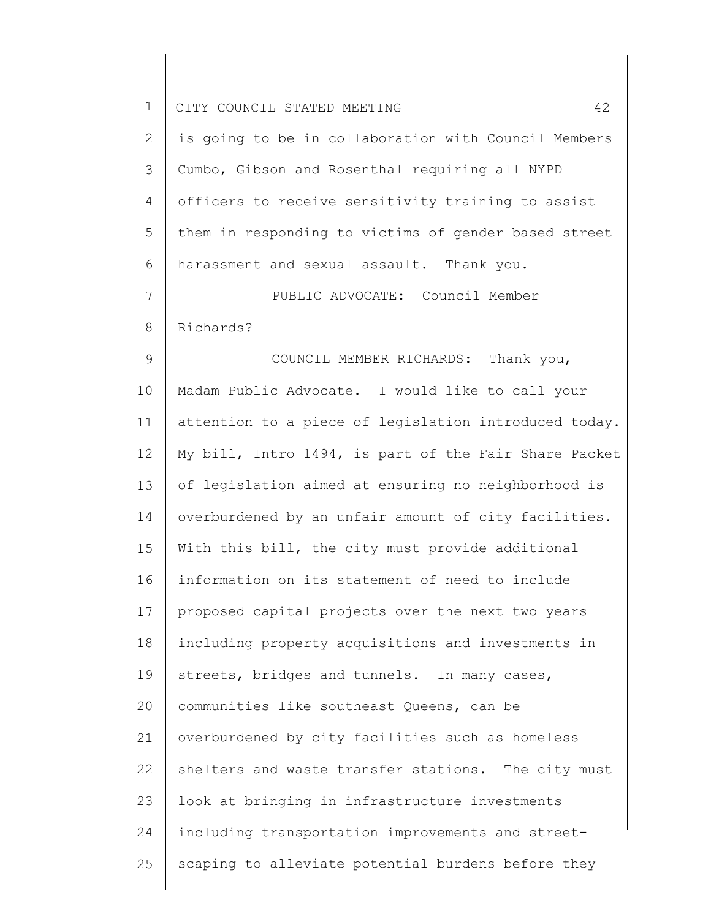is going to be in collaboration with Council Members Cumbo, Gibson and Rosenthal requiring all NYPD officers to receive sensitivity training to assist them in responding to victims of gender based street harassment and sexual assault. Thank you.

PUBLIC ADVOCATE: Council Member Richards?

COUNCIL MEMBER RICHARDS: Thank you, Madam Public Advocate. I would like to call your attention to a piece of legislation introduced today. My bill, Intro 1494, is part of the Fair Share Packet of legislation aimed at ensuring no neighborhood is overburdened by an unfair amount of city facilities. With this bill, the city must provide additional information on its statement of need to include proposed capital projects over the next two years including property acquisitions and investments in streets, bridges and tunnels. In many cases, communities like southeast Queens, can be overburdened by city facilities such as homeless shelters and waste transfer stations. The city must look at bringing in infrastructure investments including transportation improvements and street-scaping to alleviate potential burdens before they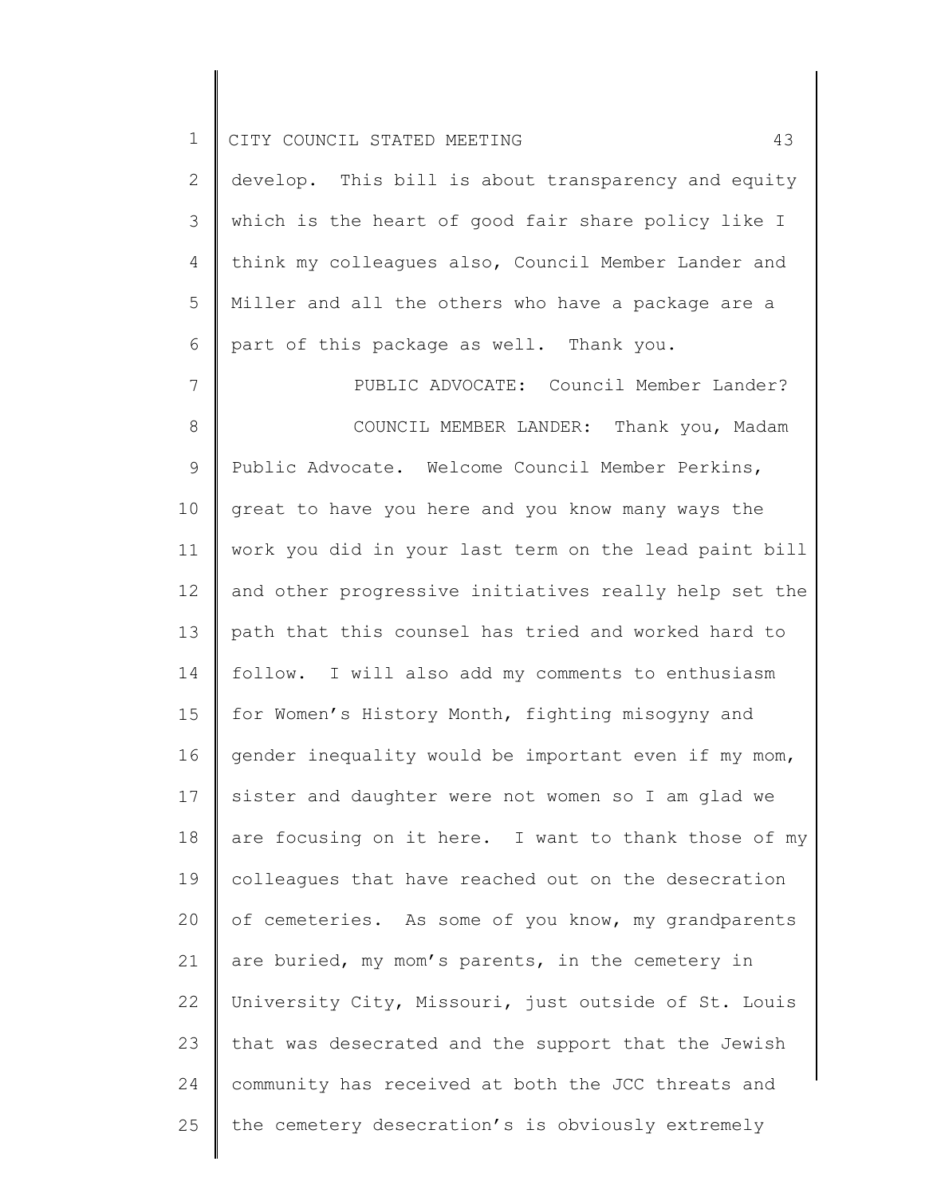develop. This bill is about transparency and equity which is the heart of good fair share policy like I think my colleagues also, Council Member Lander and Miller and all the others who have a package are a part of this package as well. Thank you.

PUBLIC ADVOCATE: Council Member Lander?

COUNCIL MEMBER LANDER: Thank you, Madam Public Advocate. Welcome Council Member Perkins, great to have you here and you know many ways the work you did in your last term on the lead paint bill and other progressive initiatives really help set the path that this counsel has tried and worked hard to follow. I will also add my comments to enthusiasm for Women's History Month, fighting misogyny and gender inequality would be important even if my mom, sister and daughter were not women so I am glad we are focusing on it here. I want to thank those of my colleagues that have reached out on the desecration of cemeteries. As some of you know, my grandparents are buried, my mom's parents, in the cemetery in University City, Missouri, just outside of St. Louis that was desecrated and the support that the Jewish community has received at both the JCC threats and the cemetery desecration's is obviously extremely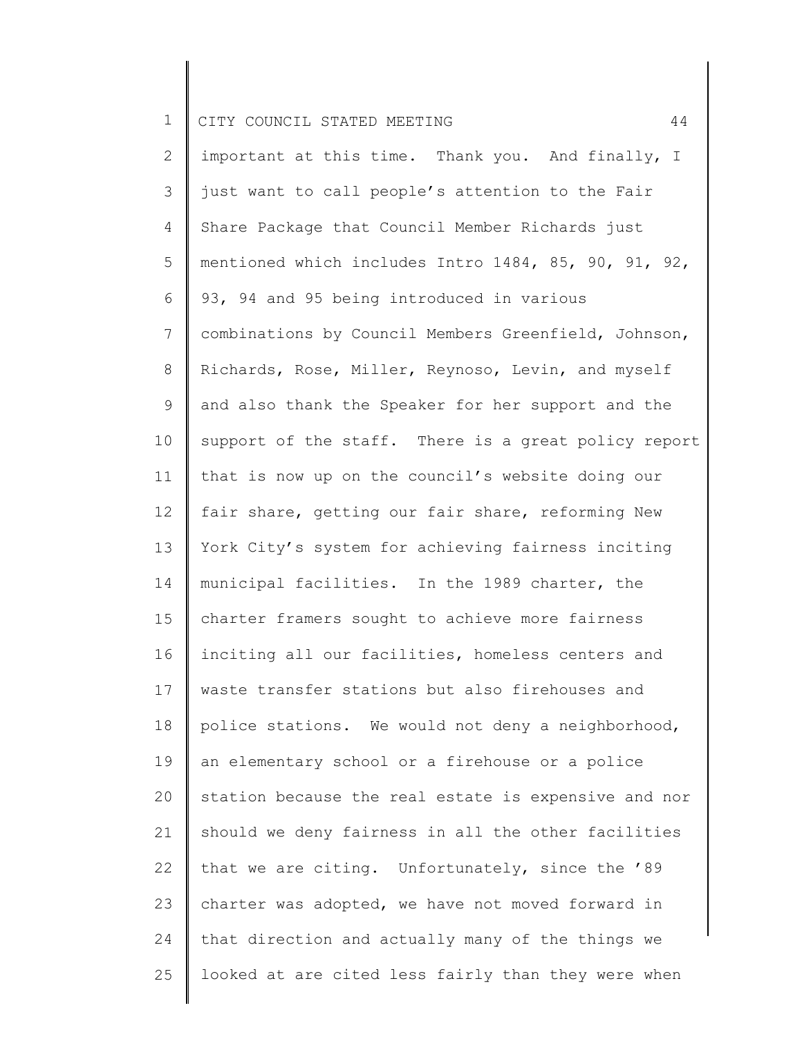important at this time. Thank you. And finally, I just want to call people's attention to the Fair Share Package that Council Member Richards just mentioned which includes Intro 1484, 85, 90, 91, 92, 93, 94 and 95 being introduced in various combinations by Council Members Greenfield, Johnson, Richards, Rose, Miller, Reynoso, Levin, and myself and also thank the Speaker for her support and the support of the staff. There is a great policy report that is now up on the council's website doing our fair share, getting our fair share, reforming New York City's system for achieving fairness inciting municipal facilities. In the 1989 charter, the charter framers sought to achieve more fairness inciting all our facilities, homeless centers and waste transfer stations but also firehouses and police stations. We would not deny a neighborhood, an elementary school or a firehouse or a police station because the real estate is expensive and nor should we deny fairness in all the other facilities that we are citing. Unfortunately, since the '89 charter was adopted, we have not moved forward in that direction and actually many of the things we looked at are cited less fairly than they were when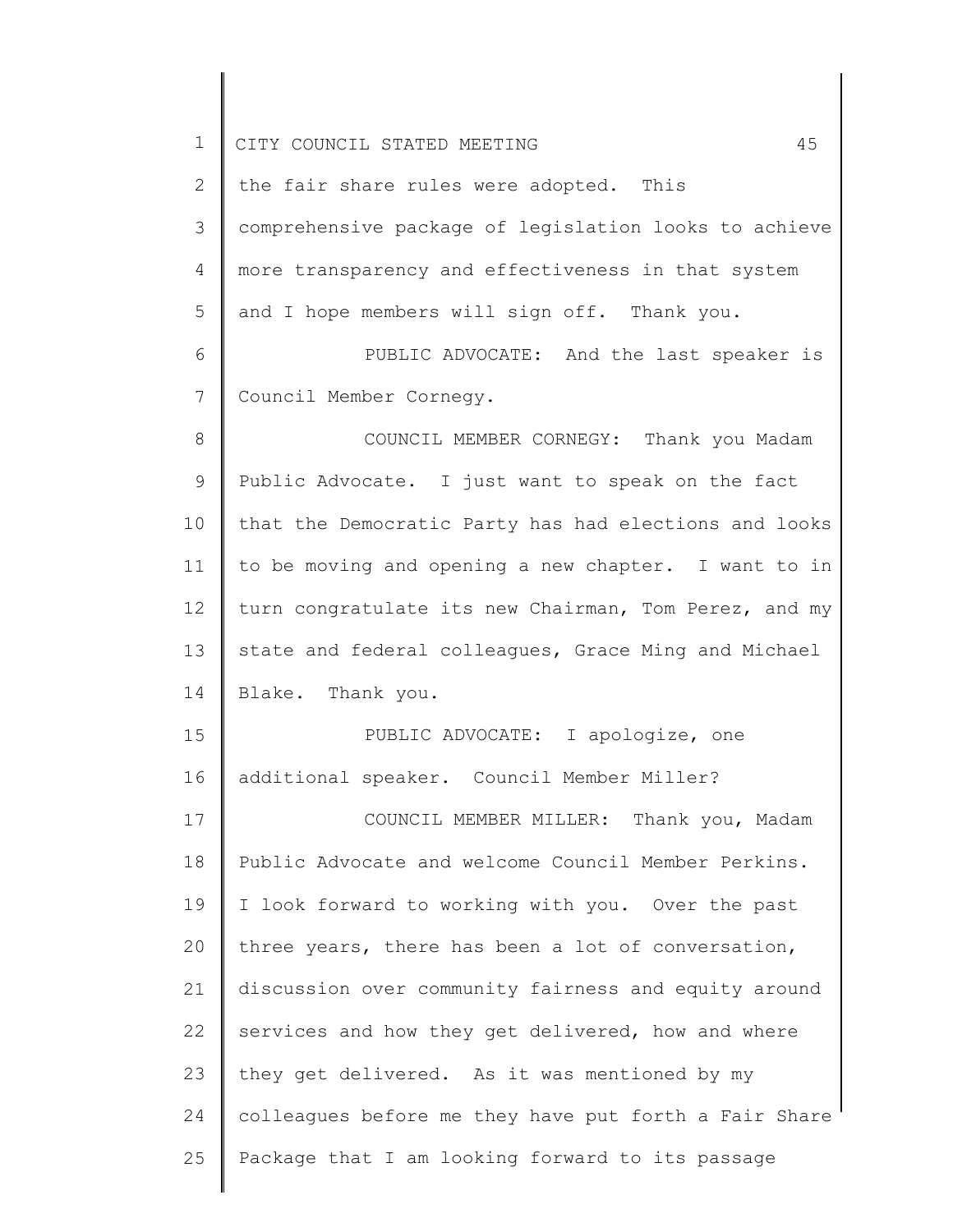the fair share rules were adopted. This comprehensive package of legislation looks to achieve more transparency and effectiveness in that system and I hope members will sign off. Thank you.

PUBLIC ADVOCATE: And the last speaker is Council Member Cornegy.

COUNCIL MEMBER CORNEGY: Thank you Madam Public Advocate. I just want to speak on the fact that the Democratic Party has had elections and looks to be moving and opening a new chapter. I want to in turn congratulate its new Chairman, Tom Perez, and my state and federal colleagues, Grace Ming and Michael Blake. Thank you.

PUBLIC ADVOCATE: I apologize, one additional speaker. Council Member Miller?

COUNCIL MEMBER MILLER: Thank you, Madam Public Advocate and welcome Council Member Perkins. I look forward to working with you. Over the past three years, there has been a lot of conversation, discussion over community fairness and equity around services and how they get delivered, how and where they get delivered. As it was mentioned by my colleagues before me they have put forth a Fair Share Package that I am looking forward to its passage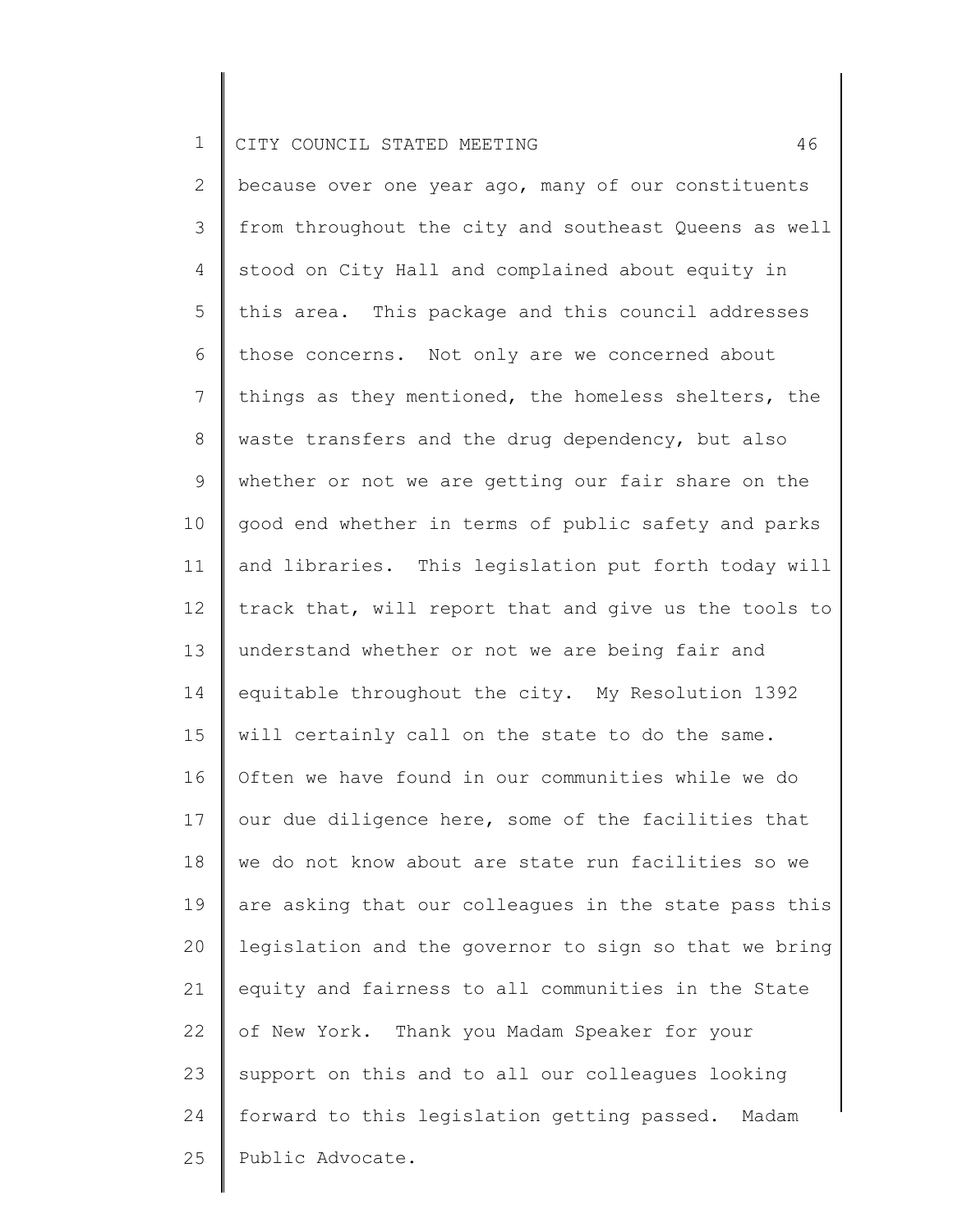because over one year ago, many of our constituents from throughout the city and southeast Queens as well stood on City Hall and complained about equity in this area. This package and this council addresses those concerns. Not only are we concerned about things as they mentioned, the homeless shelters, the waste transfers and the drug dependency, but also whether or not we are getting our fair share on the good end whether in terms of public safety and parks and libraries. This legislation put forth today will track that, will report that and give us the tools to understand whether or not we are being fair and equitable throughout the city. My Resolution 1392 will certainly call on the state to do the same. Often we have found in our communities while we do our due diligence here, some of the facilities that we do not know about are state run facilities so we are asking that our colleagues in the state pass this legislation and the governor to sign so that we bring equity and fairness to all communities in the State of New York. Thank you Madam Speaker for your support on this and to all our colleagues looking forward to this legislation getting passed. Madam Public Advocate.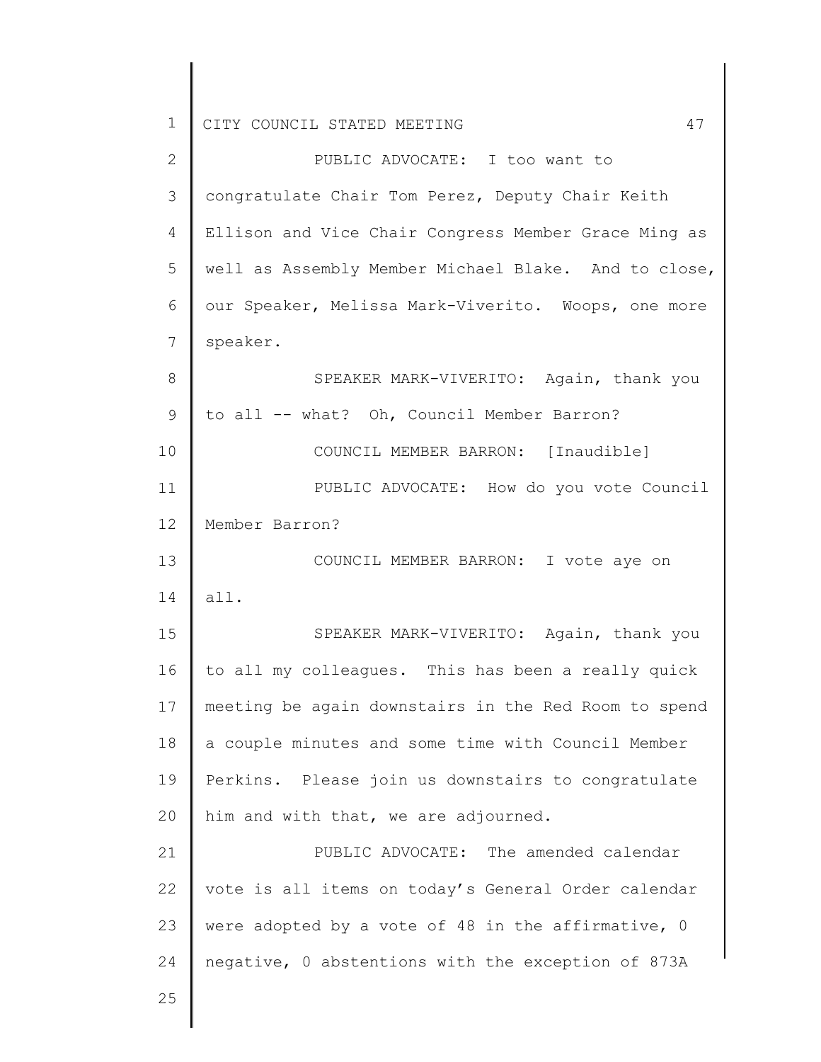PUBLIC ADVOCATE: I too want to congratulate Chair Tom Perez, Deputy Chair Keith Ellison and Vice Chair Congress Member Grace Ming as well as Assembly Member Michael Blake. And to close, our Speaker, Melissa Mark-Viverito. Woops, one more speaker.

SPEAKER MARK-VIVERITO: Again, thank you to all -- what? Oh, Council Member Barron?

COUNCIL MEMBER BARRON: [Inaudible]

PUBLIC ADVOCATE: How do you vote Council Member Barron?

COUNCIL MEMBER BARRON: I vote aye on all.

SPEAKER MARK-VIVERITO: Again, thank you to all my colleagues. This has been a really quick meeting be again downstairs in the Red Room to spend a couple minutes and some time with Council Member Perkins. Please join us downstairs to congratulate him and with that, we are adjourned.

PUBLIC ADVOCATE: The amended calendar vote is all items on today's General Order calendar were adopted by a vote of 48 in the affirmative, 0 negative, 0 abstentions with the exception of 873A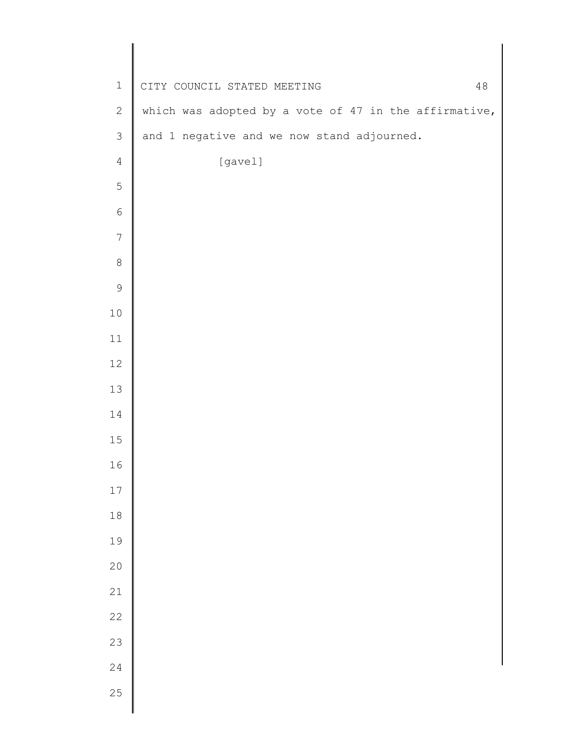which was adopted by a vote of 47 in the affirmative, and 1 negative and we now stand adjourned.

[gavel]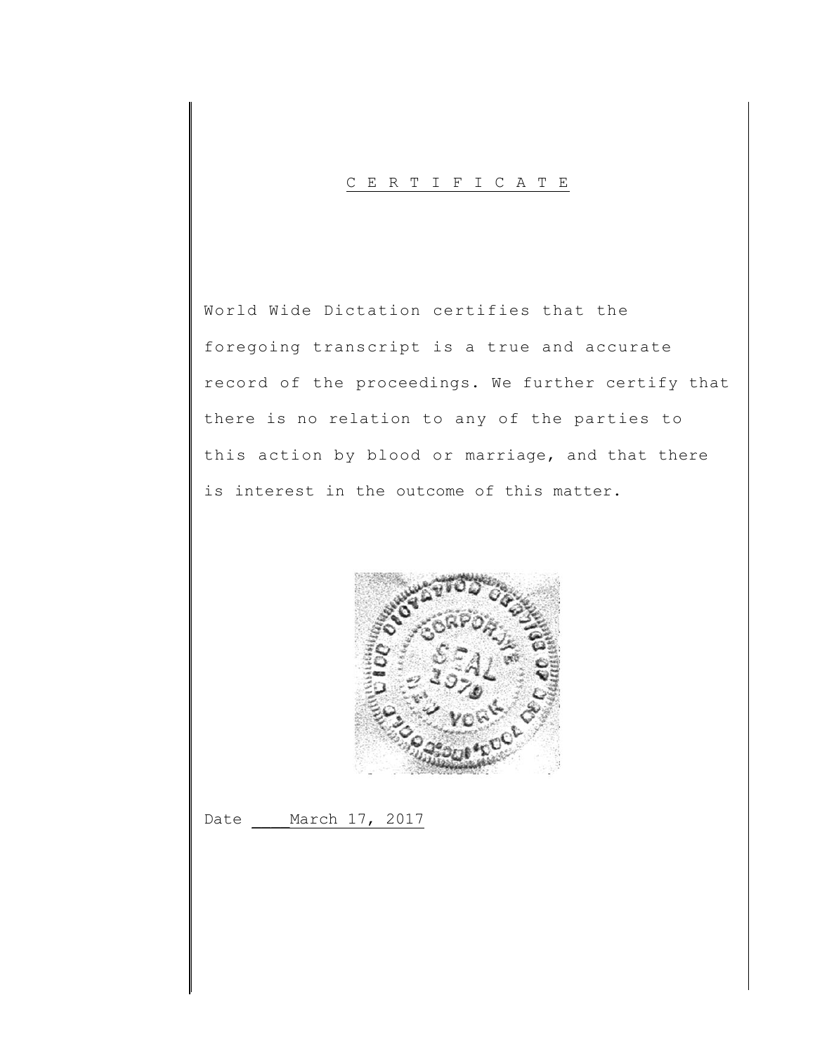# C E R T I F I C A T E

World Wide Dictation certifies that the foregoing transcript is a true and accurate record of the proceedings. We further certify that there is no relation to any of the parties to this action by blood or marriage, and that there is interest in the outcome of this matter.

Date ____March 17, 2017